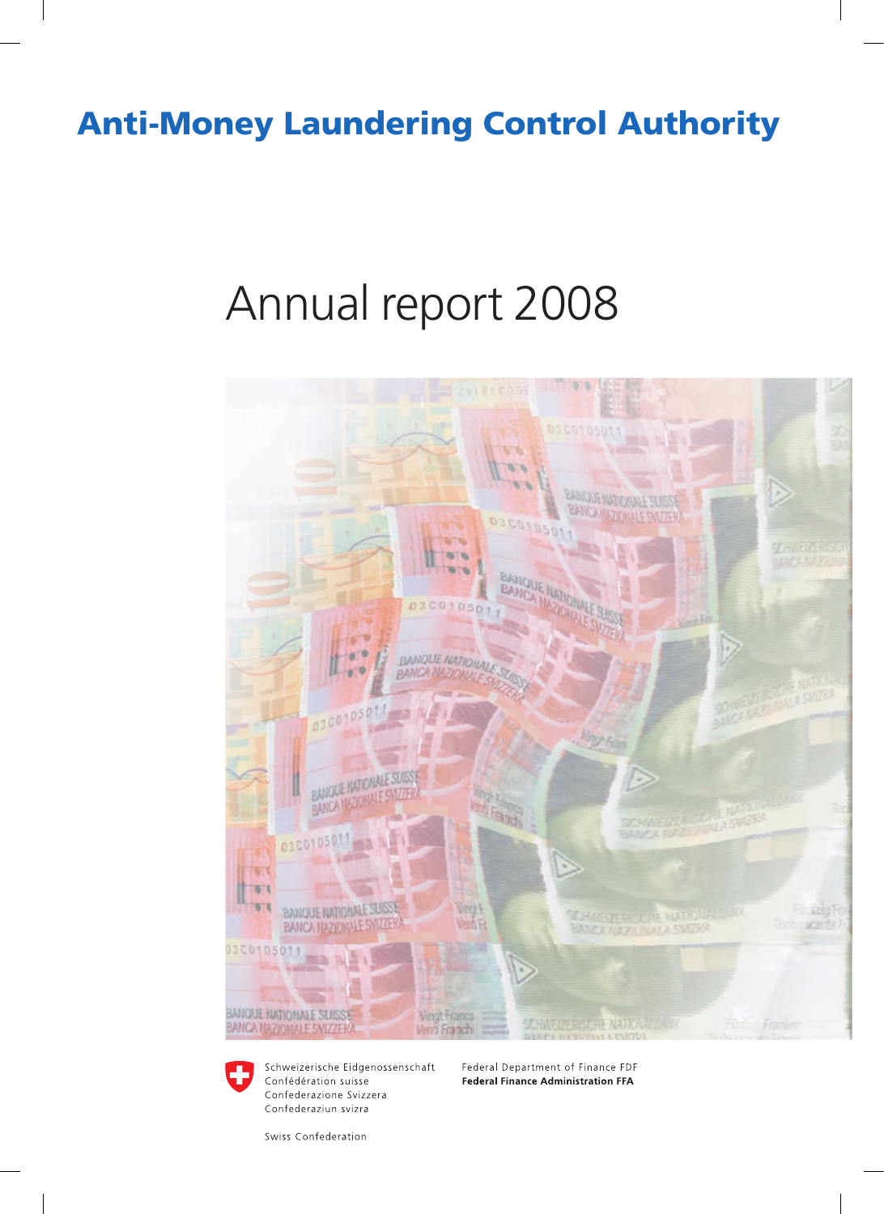# Anti-Money Laundering Control Authority

## Annual report 2008

Schweizerische Eidgenossenschaft
Confédération suisse
Confederazione Svizzera
Confederaziun svizra

Swiss Confederation

Federal Department of Finance FDF
**Federal Finance Administration FFA**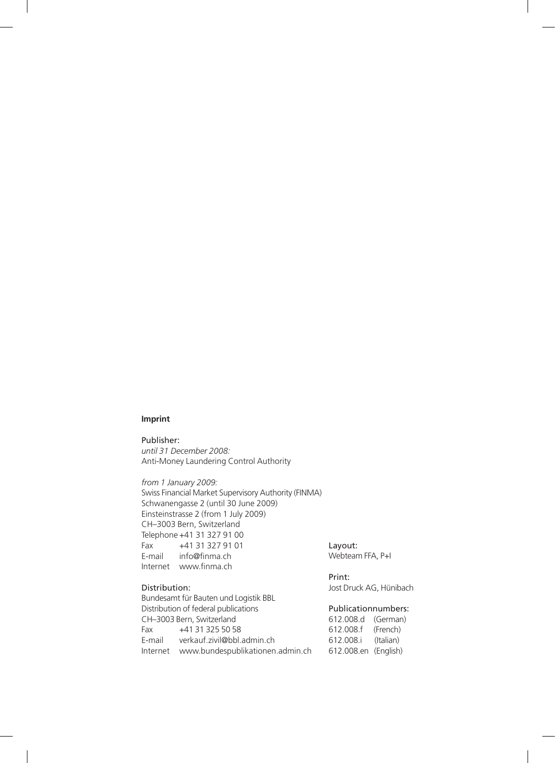**Imprint**

Publisher:
*until 31 December 2008:*
Anti-Money Laundering Control Authority

*from 1 January 2009:*
Swiss Financial Market Supervisory Authority (FINMA)
Schwanengasse 2 (until 30 June 2009)
Einsteinstrasse 2 (from 1 July 2009)
CH–3003 Bern, Switzerland
Telephone +41 31 327 91 00
Fax +41 31 327 91 01
E-mail info@finma.ch
Internet www.finma.ch

Distribution:
Bundesamt für Bauten und Logistik BBL
Distribution of federal publications
CH–3003 Bern, Switzerland
Fax +41 31 325 50 58
E-mail verkauf.zivil@bbl.admin.ch
Internet www.bundespublikationen.admin.ch

Layout:
Webteam FFA, P+I

Print:
Jost Druck AG, Hünibach

Publicationnumbers:
612.008.d (German)
612.008.f (French)
612.008.i (Italian)
612.008.en (English)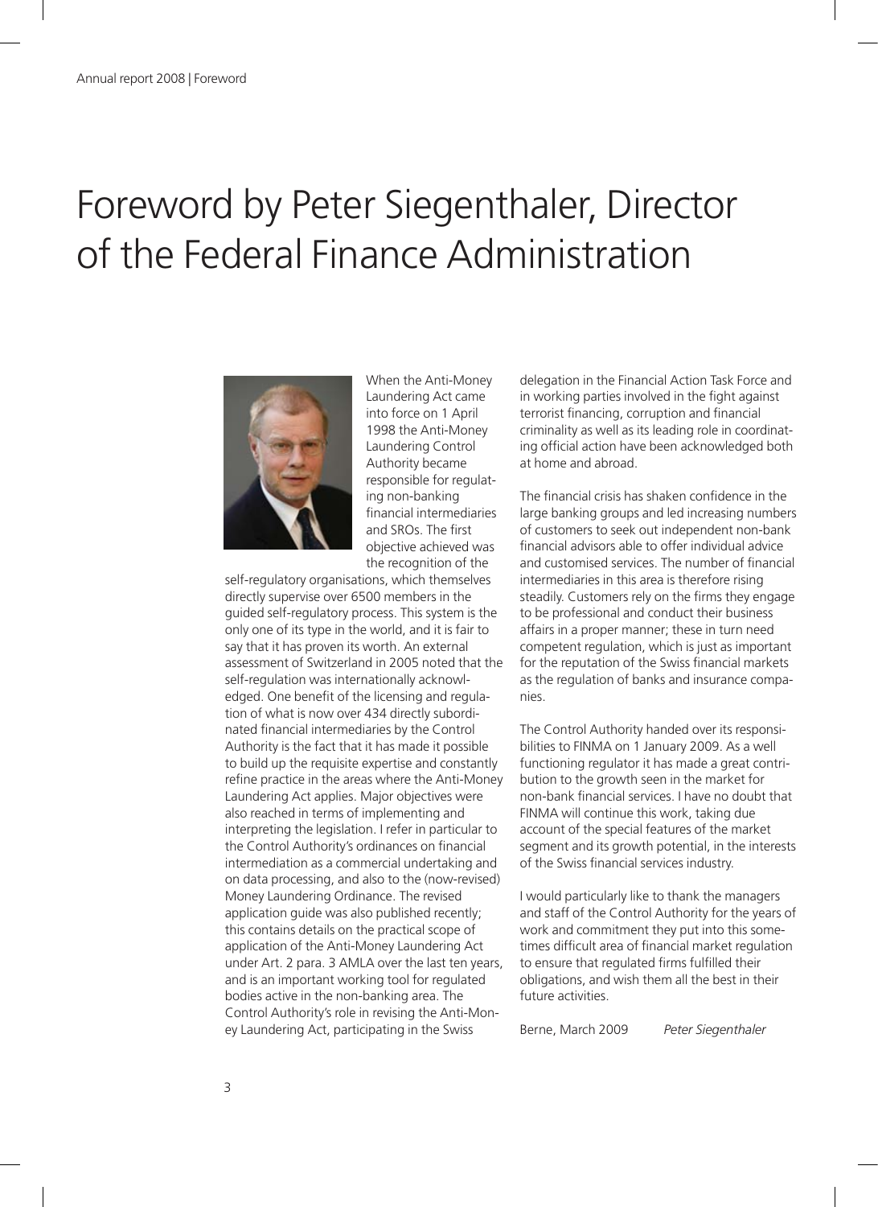# Foreword by Peter Siegenthaler, Director of the Federal Finance Administration

When the Anti-Money Laundering Act came into force on 1 April 1998 the Anti-Money Laundering Control Authority became responsible for regulating non-banking financial intermediaries and SROs. The first objective achieved was the recognition of the self-regulatory organisations, which themselves directly supervise over 6500 members in the guided self-regulatory process. This system is the only one of its type in the world, and it is fair to say that it has proven its worth. An external assessment of Switzerland in 2005 noted that the self-regulation was internationally acknowledged. One benefit of the licensing and regulation of what is now over 434 directly subordinated financial intermediaries by the Control Authority is the fact that it has made it possible to build up the requisite expertise and constantly refine practice in the areas where the Anti-Money Laundering Act applies. Major objectives were also reached in terms of implementing and interpreting the legislation. I refer in particular to the Control Authority's ordinances on financial intermediation as a commercial undertaking and on data processing, and also to the (now-revised) Money Laundering Ordinance. The revised application guide was also published recently; this contains details on the practical scope of application of the Anti-Money Laundering Act under Art. 2 para. 3 AMLA over the last ten years, and is an important working tool for regulated bodies active in the non-banking area. The Control Authority's role in revising the Anti-Money Laundering Act, participating in the Swiss delegation in the Financial Action Task Force and in working parties involved in the fight against terrorist financing, corruption and financial criminality as well as its leading role in coordinating official action have been acknowledged both at home and abroad.

The financial crisis has shaken confidence in the large banking groups and led increasing numbers of customers to seek out independent non-bank financial advisors able to offer individual advice and customised services. The number of financial intermediaries in this area is therefore rising steadily. Customers rely on the firms they engage to be professional and conduct their business affairs in a proper manner; these in turn need competent regulation, which is just as important for the reputation of the Swiss financial markets as the regulation of banks and insurance companies.

The Control Authority handed over its responsibilities to FINMA on 1 January 2009. As a well functioning regulator it has made a great contribution to the growth seen in the market for non-bank financial services. I have no doubt that FINMA will continue this work, taking due account of the special features of the market segment and its growth potential, in the interests of the Swiss financial services industry.

I would particularly like to thank the managers and staff of the Control Authority for the years of work and commitment they put into this sometimes difficult area of financial market regulation to ensure that regulated firms fulfilled their obligations, and wish them all the best in their future activities.

Berne, March 2009 *Peter Siegenthaler*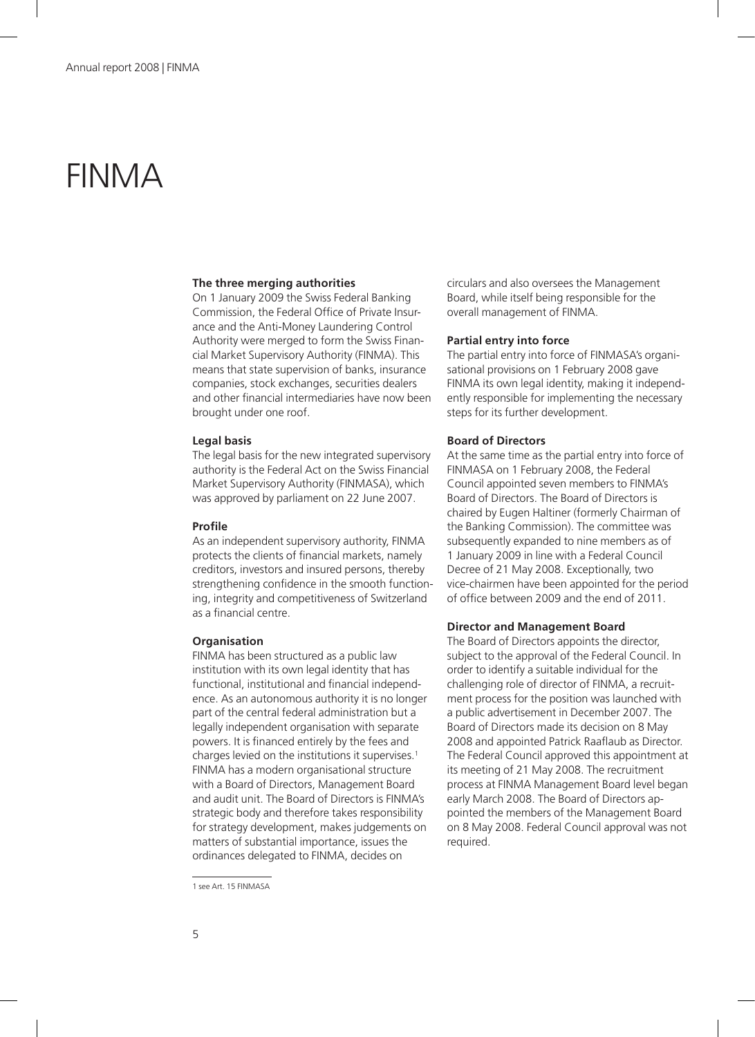# FINMA

## The three merging authorities

On 1 January 2009 the Swiss Federal Banking Commission, the Federal Office of Private Insurance and the Anti-Money Laundering Control Authority were merged to form the Swiss Financial Market Supervisory Authority (FINMA). This means that state supervision of banks, insurance companies, stock exchanges, securities dealers and other financial intermediaries have now been brought under one roof.

## Legal basis

The legal basis for the new integrated supervisory authority is the Federal Act on the Swiss Financial Market Supervisory Authority (FINMASA), which was approved by parliament on 22 June 2007.

## Profile

As an independent supervisory authority, FINMA protects the clients of financial markets, namely creditors, investors and insured persons, thereby strengthening confidence in the smooth functioning, integrity and competitiveness of Switzerland as a financial centre.

## Organisation

FINMA has been structured as a public law institution with its own legal identity that has functional, institutional and financial independence. As an autonomous authority it is no longer part of the central federal administration but a legally independent organisation with separate powers. It is financed entirely by the fees and charges levied on the institutions it supervises.[1] FINMA has a modern organisational structure with a Board of Directors, Management Board and audit unit. The Board of Directors is FINMA's strategic body and therefore takes responsibility for strategy development, makes judgements on matters of substantial importance, issues the ordinances delegated to FINMA, decides on circulars and also oversees the Management Board, while itself being responsible for the overall management of FINMA.

## Partial entry into force

The partial entry into force of FINMASA's organisational provisions on 1 February 2008 gave FINMA its own legal identity, making it independently responsible for implementing the necessary steps for its further development.

## Board of Directors

At the same time as the partial entry into force of FINMASA on 1 February 2008, the Federal Council appointed seven members to FINMA's Board of Directors. The Board of Directors is chaired by Eugen Haltiner (formerly Chairman of the Banking Commission). The committee was subsequently expanded to nine members as of 1 January 2009 in line with a Federal Council Decree of 21 May 2008. Exceptionally, two vice-chairmen have been appointed for the period of office between 2009 and the end of 2011.

## Director and Management Board

The Board of Directors appoints the director, subject to the approval of the Federal Council. In order to identify a suitable individual for the challenging role of director of FINMA, a recruitment process for the position was launched with a public advertisement in December 2007. The Board of Directors made its decision on 8 May 2008 and appointed Patrick Raaflaub as Director. The Federal Council approved this appointment at its meeting of 21 May 2008. The recruitment process at FINMA Management Board level began early March 2008. The Board of Directors appointed the members of the Management Board on 8 May 2008. Federal Council approval was not required.

---

[1] see Art. 15 FINMASA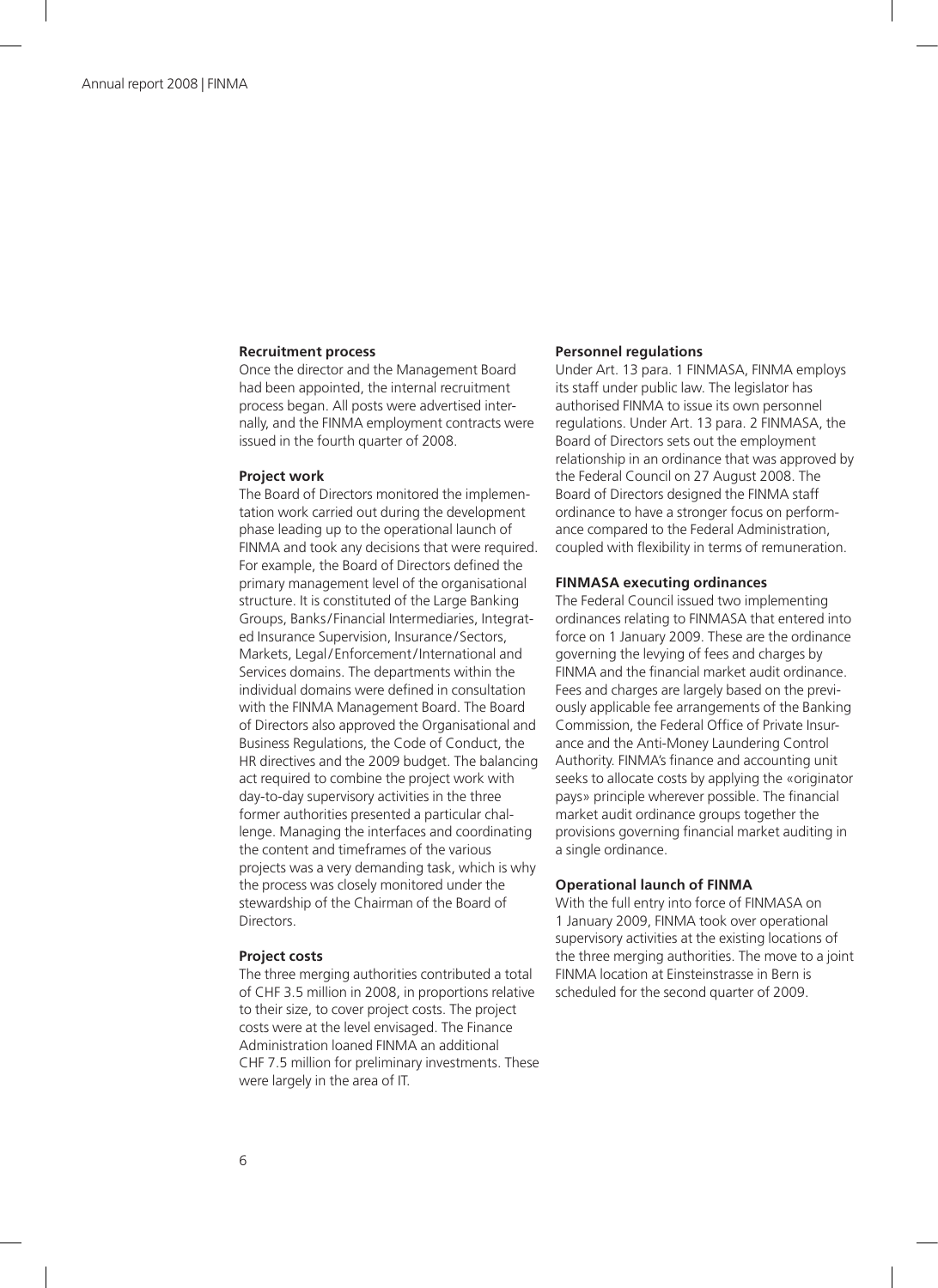#### Recruitment process

Once the director and the Management Board had been appointed, the internal recruitment process began. All posts were advertised internally, and the FINMA employment contracts were issued in the fourth quarter of 2008.

#### Project work

The Board of Directors monitored the implementation work carried out during the development phase leading up to the operational launch of FINMA and took any decisions that were required. For example, the Board of Directors defined the primary management level of the organisational structure. It is constituted of the Large Banking Groups, Banks/Financial Intermediaries, Integrated Insurance Supervision, Insurance/Sectors, Markets, Legal/Enforcement/International and Services domains. The departments within the individual domains were defined in consultation with the FINMA Management Board. The Board of Directors also approved the Organisational and Business Regulations, the Code of Conduct, the HR directives and the 2009 budget. The balancing act required to combine the project work with day-to-day supervisory activities in the three former authorities presented a particular challenge. Managing the interfaces and coordinating the content and timeframes of the various projects was a very demanding task, which is why the process was closely monitored under the stewardship of the Chairman of the Board of Directors.

#### Project costs

The three merging authorities contributed a total of CHF 3.5 million in 2008, in proportions relative to their size, to cover project costs. The project costs were at the level envisaged. The Finance Administration loaned FINMA an additional CHF 7.5 million for preliminary investments. These were largely in the area of IT.

#### Personnel regulations

Under Art. 13 para. 1 FINMASA, FINMA employs its staff under public law. The legislator has authorised FINMA to issue its own personnel regulations. Under Art. 13 para. 2 FINMASA, the Board of Directors sets out the employment relationship in an ordinance that was approved by the Federal Council on 27 August 2008. The Board of Directors designed the FINMA staff ordinance to have a stronger focus on performance compared to the Federal Administration, coupled with flexibility in terms of remuneration.

#### FINMASA executing ordinances

The Federal Council issued two implementing ordinances relating to FINMASA that entered into force on 1 January 2009. These are the ordinance governing the levying of fees and charges by FINMA and the financial market audit ordinance. Fees and charges are largely based on the previously applicable fee arrangements of the Banking Commission, the Federal Office of Private Insurance and the Anti-Money Laundering Control Authority. FINMA's finance and accounting unit seeks to allocate costs by applying the «originator pays» principle wherever possible. The financial market audit ordinance groups together the provisions governing financial market auditing in a single ordinance.

#### Operational launch of FINMA

With the full entry into force of FINMASA on 1 January 2009, FINMA took over operational supervisory activities at the existing locations of the three merging authorities. The move to a joint FINMA location at Einsteinstrasse in Bern is scheduled for the second quarter of 2009.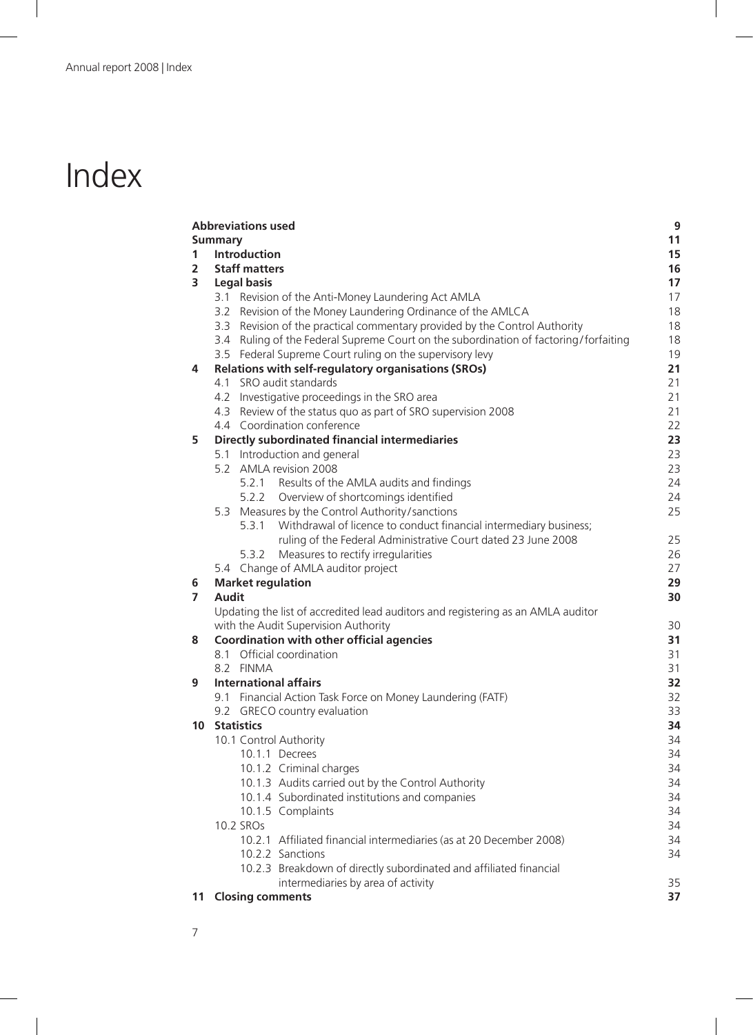# Index

| | | |
|---|---|---|
| **Abbreviations used** | | **9** |
| **Summary** | | **11** |
| **1** | **Introduction** | **15** |
| **2** | **Staff matters** | **16** |
| **3** | **Legal basis** | **17** |
| | 3.1 Revision of the Anti-Money Laundering Act AMLA | 17 |
| | 3.2 Revision of the Money Laundering Ordinance of the AMLCA | 18 |
| | 3.3 Revision of the practical commentary provided by the Control Authority | 18 |
| | 3.4 Ruling of the Federal Supreme Court on the subordination of factoring/forfaiting | 18 |
| | 3.5 Federal Supreme Court ruling on the supervisory levy | 19 |
| **4** | **Relations with self-regulatory organisations (SROs)** | **21** |
| | 4.1 SRO audit standards | 21 |
| | 4.2 Investigative proceedings in the SRO area | 21 |
| | 4.3 Review of the status quo as part of SRO supervision 2008 | 21 |
| | 4.4 Coordination conference | 22 |
| **5** | **Directly subordinated financial intermediaries** | **23** |
| | 5.1 Introduction and general | 23 |
| | 5.2 AMLA revision 2008 | 23 |
| | 5.2.1 Results of the AMLA audits and findings | 24 |
| | 5.2.2 Overview of shortcomings identified | 24 |
| | 5.3 Measures by the Control Authority/sanctions | 25 |
| | 5.3.1 Withdrawal of licence to conduct financial intermediary business; ruling of the Federal Administrative Court dated 23 June 2008 | 25 |
| | 5.3.2 Measures to rectify irregularities | 26 |
| | 5.4 Change of AMLA auditor project | 27 |
| **6** | **Market regulation** | **29** |
| **7** | **Audit** | **30** |
| | Updating the list of accredited lead auditors and registering as an AMLA auditor with the Audit Supervision Authority | 30 |
| **8** | **Coordination with other official agencies** | **31** |
| | 8.1 Official coordination | 31 |
| | 8.2 FINMA | 31 |
| **9** | **International affairs** | **32** |
| | 9.1 Financial Action Task Force on Money Laundering (FATF) | 32 |
| | 9.2 GRECO country evaluation | 33 |
| **10** | **Statistics** | **34** |
| | 10.1 Control Authority | 34 |
| | 10.1.1 Decrees | 34 |
| | 10.1.2 Criminal charges | 34 |
| | 10.1.3 Audits carried out by the Control Authority | 34 |
| | 10.1.4 Subordinated institutions and companies | 34 |
| | 10.1.5 Complaints | 34 |
| | 10.2 SROs | 34 |
| | 10.2.1 Affiliated financial intermediaries (as at 20 December 2008) | 34 |
| | 10.2.2 Sanctions | 34 |
| | 10.2.3 Breakdown of directly subordinated and affiliated financial intermediaries by area of activity | 35 |
| **11** | **Closing comments** | **37** |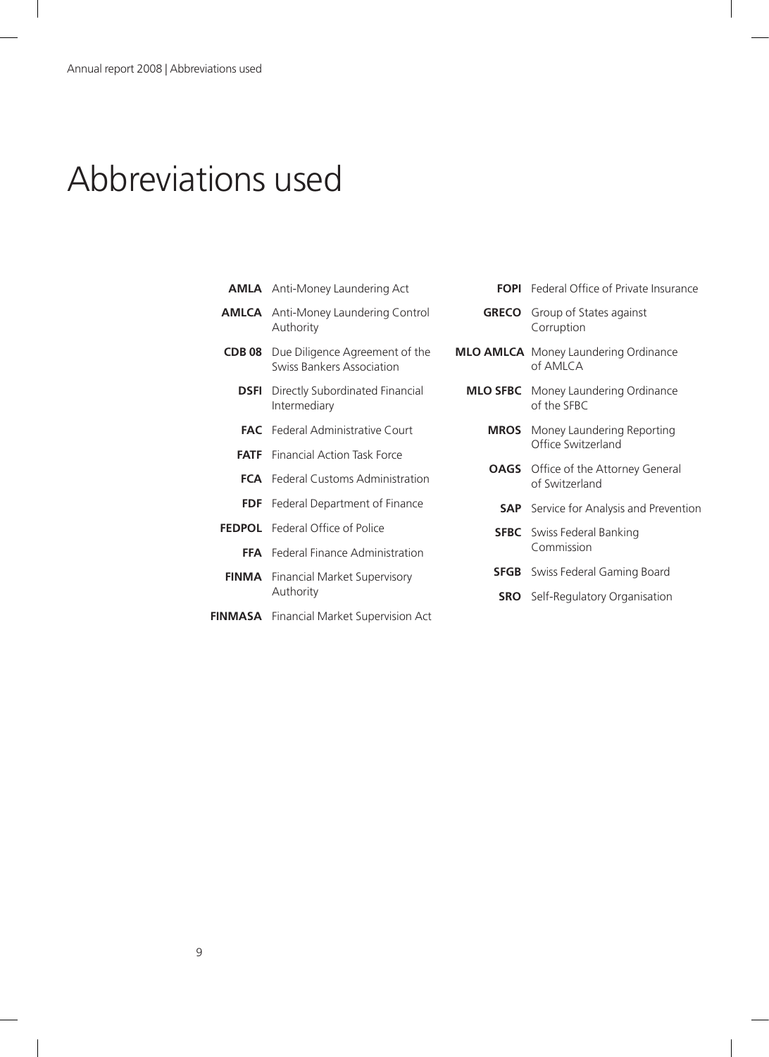# Abbreviations used

**AMLA** Anti-Money Laundering Act

**AMLCA** Anti-Money Laundering Control Authority

**CDB 08** Due Diligence Agreement of the Swiss Bankers Association

**DSFI** Directly Subordinated Financial Intermediary

**FAC** Federal Administrative Court

**FATF** Financial Action Task Force

**FCA** Federal Customs Administration

**FDF** Federal Department of Finance

**FEDPOL** Federal Office of Police

**FFA** Federal Finance Administration

**FINMA** Financial Market Supervisory Authority

**FINMASA** Financial Market Supervision Act

**FOPI** Federal Office of Private Insurance

**GRECO** Group of States against Corruption

**MLO AMLCA** Money Laundering Ordinance of AMLCA

**MLO SFBC** Money Laundering Ordinance of the SFBC

**MROS** Money Laundering Reporting Office Switzerland

**OAGS** Office of the Attorney General of Switzerland

**SAP** Service for Analysis and Prevention

**SFBC** Swiss Federal Banking Commission

**SFGB** Swiss Federal Gaming Board

**SRO** Self-Regulatory Organisation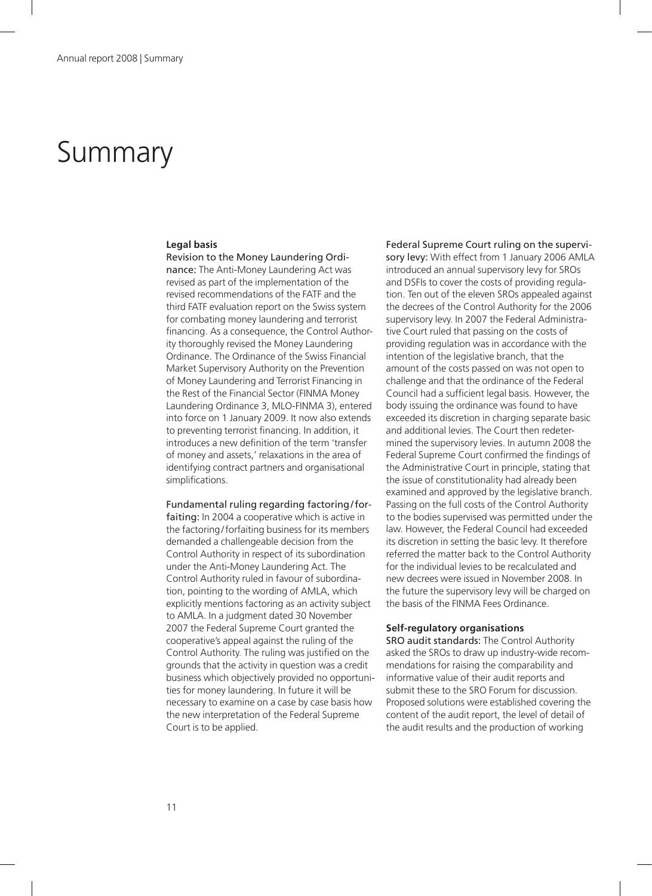# Summary

### Legal basis

Revision to the Money Laundering Ordinance: The Anti-Money Laundering Act was revised as part of the implementation of the revised recommendations of the FATF and the third FATF evaluation report on the Swiss system for combating money laundering and terrorist financing. As a consequence, the Control Authority thoroughly revised the Money Laundering Ordinance. The Ordinance of the Swiss Financial Market Supervisory Authority on the Prevention of Money Laundering and Terrorist Financing in the Rest of the Financial Sector (FINMA Money Laundering Ordinance 3, MLO-FINMA 3), entered into force on 1 January 2009. It now also extends to preventing terrorist financing. In addition, it introduces a new definition of the term 'transfer of money and assets,' relaxations in the area of identifying contract partners and organisational simplifications.

Fundamental ruling regarding factoring/forfaiting: In 2004 a cooperative which is active in the factoring/forfaiting business for its members demanded a challengeable decision from the Control Authority in respect of its subordination under the Anti-Money Laundering Act. The Control Authority ruled in favour of subordination, pointing to the wording of AMLA, which explicitly mentions factoring as an activity subject to AMLA. In a judgment dated 30 November 2007 the Federal Supreme Court granted the cooperative's appeal against the ruling of the Control Authority. The ruling was justified on the grounds that the activity in question was a credit business which objectively provided no opportunities for money laundering. In future it will be necessary to examine on a case by case basis how the new interpretation of the Federal Supreme Court is to be applied.

Federal Supreme Court ruling on the supervisory levy: With effect from 1 January 2006 AMLA introduced an annual supervisory levy for SROs and DSFIs to cover the costs of providing regulation. Ten out of the eleven SROs appealed against the decrees of the Control Authority for the 2006 supervisory levy. In 2007 the Federal Administrative Court ruled that passing on the costs of providing regulation was in accordance with the intention of the legislative branch, that the amount of the costs passed on was not open to challenge and that the ordinance of the Federal Council had a sufficient legal basis. However, the body issuing the ordinance was found to have exceeded its discretion in charging separate basic and additional levies. The Court then redetermined the supervisory levies. In autumn 2008 the Federal Supreme Court confirmed the findings of the Administrative Court in principle, stating that the issue of constitutionality had already been examined and approved by the legislative branch. Passing on the full costs of the Control Authority to the bodies supervised was permitted under the law. However, the Federal Council had exceeded its discretion in setting the basic levy. It therefore referred the matter back to the Control Authority for the individual levies to be recalculated and new decrees were issued in November 2008. In the future the supervisory levy will be charged on the basis of the FINMA Fees Ordinance.

### Self-regulatory organisations

SRO audit standards: The Control Authority asked the SROs to draw up industry-wide recommendations for raising the comparability and informative value of their audit reports and submit these to the SRO Forum for discussion. Proposed solutions were established covering the content of the audit report, the level of detail of the audit results and the production of working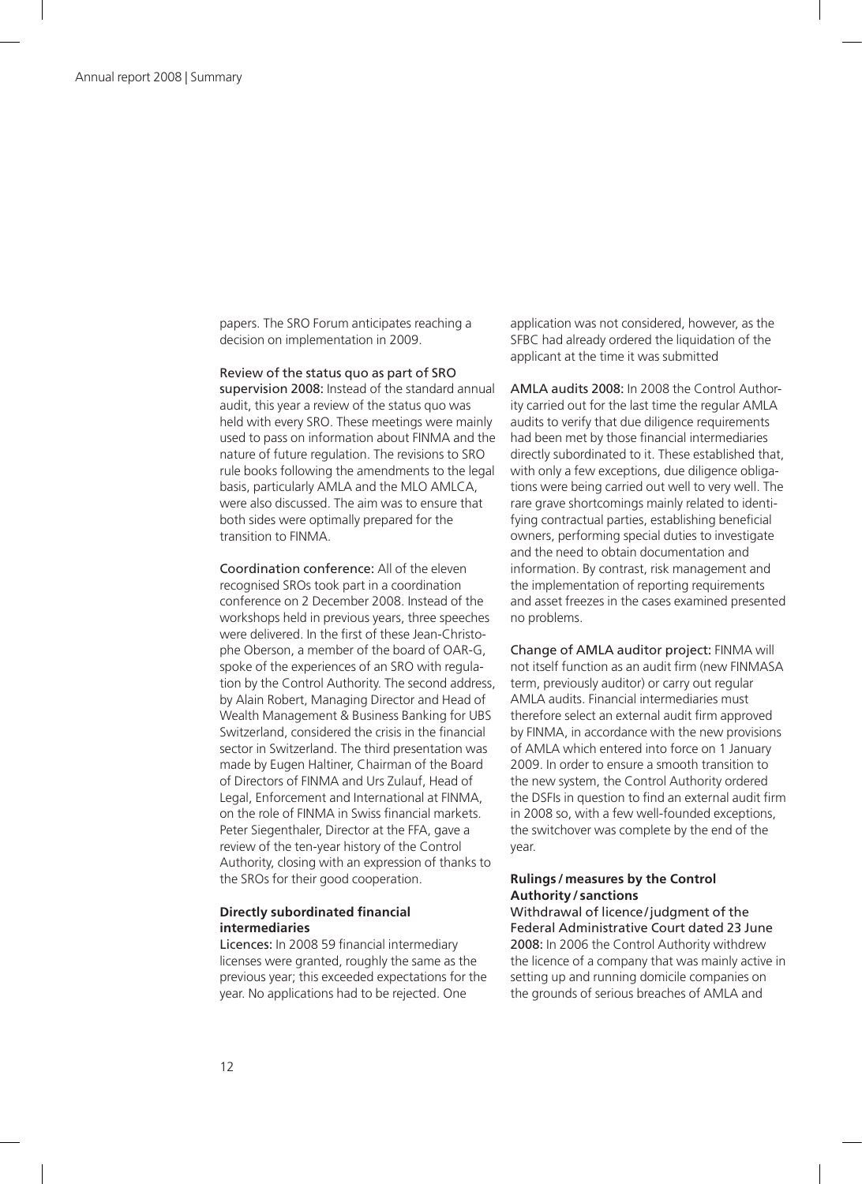papers. The SRO Forum anticipates reaching a decision on implementation in 2009.

Review of the status quo as part of SRO supervision 2008: Instead of the standard annual audit, this year a review of the status quo was held with every SRO. These meetings were mainly used to pass on information about FINMA and the nature of future regulation. The revisions to SRO rule books following the amendments to the legal basis, particularly AMLA and the MLO AMLCA, were also discussed. The aim was to ensure that both sides were optimally prepared for the transition to FINMA.

Coordination conference: All of the eleven recognised SROs took part in a coordination conference on 2 December 2008. Instead of the workshops held in previous years, three speeches were delivered. In the first of these Jean-Christophe Oberson, a member of the board of OAR-G, spoke of the experiences of an SRO with regulation by the Control Authority. The second address, by Alain Robert, Managing Director and Head of Wealth Management & Business Banking for UBS Switzerland, considered the crisis in the financial sector in Switzerland. The third presentation was made by Eugen Haltiner, Chairman of the Board of Directors of FINMA and Urs Zulauf, Head of Legal, Enforcement and International at FINMA, on the role of FINMA in Swiss financial markets. Peter Siegenthaler, Director at the FFA, gave a review of the ten-year history of the Control Authority, closing with an expression of thanks to the SROs for their good cooperation.

**Directly subordinated financial intermediaries**

Licences: In 2008 59 financial intermediary licenses were granted, roughly the same as the previous year; this exceeded expectations for the year. No applications had to be rejected. One application was not considered, however, as the SFBC had already ordered the liquidation of the applicant at the time it was submitted

AMLA audits 2008: In 2008 the Control Authority carried out for the last time the regular AMLA audits to verify that due diligence requirements had been met by those financial intermediaries directly subordinated to it. These established that, with only a few exceptions, due diligence obligations were being carried out well to very well. The rare grave shortcomings mainly related to identifying contractual parties, establishing beneficial owners, performing special duties to investigate and the need to obtain documentation and information. By contrast, risk management and the implementation of reporting requirements and asset freezes in the cases examined presented no problems.

Change of AMLA auditor project: FINMA will not itself function as an audit firm (new FINMASA term, previously auditor) or carry out regular AMLA audits. Financial intermediaries must therefore select an external audit firm approved by FINMA, in accordance with the new provisions of AMLA which entered into force on 1 January 2009. In order to ensure a smooth transition to the new system, the Control Authority ordered the DSFIs in question to find an external audit firm in 2008 so, with a few well-founded exceptions, the switchover was complete by the end of the year.

**Rulings / measures by the Control Authority / sanctions**

Withdrawal of licence / judgment of the Federal Administrative Court dated 23 June 2008: In 2006 the Control Authority withdrew the licence of a company that was mainly active in setting up and running domicile companies on the grounds of serious breaches of AMLA and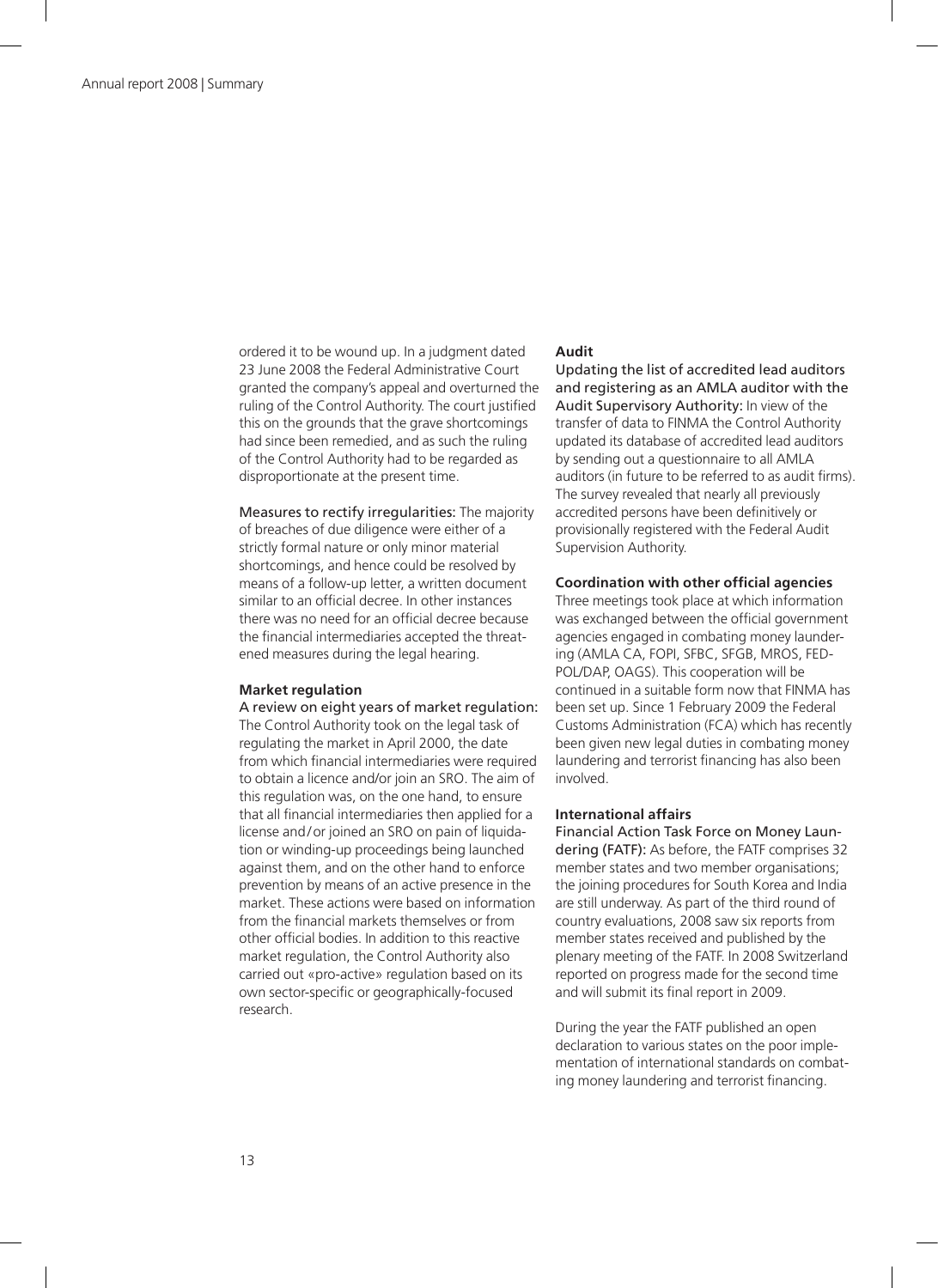ordered it to be wound up. In a judgment dated 23 June 2008 the Federal Administrative Court granted the company's appeal and overturned the ruling of the Control Authority. The court justified this on the grounds that the grave shortcomings had since been remedied, and as such the ruling of the Control Authority had to be regarded as disproportionate at the present time.

Measures to rectify irregularities: The majority of breaches of due diligence were either of a strictly formal nature or only minor material shortcomings, and hence could be resolved by means of a follow-up letter, a written document similar to an official decree. In other instances there was no need for an official decree because the financial intermediaries accepted the threatened measures during the legal hearing.

**Market regulation**

A review on eight years of market regulation: The Control Authority took on the legal task of regulating the market in April 2000, the date from which financial intermediaries were required to obtain a licence and/or join an SRO. The aim of this regulation was, on the one hand, to ensure that all financial intermediaries then applied for a license and/or joined an SRO on pain of liquidation or winding-up proceedings being launched against them, and on the other hand to enforce prevention by means of an active presence in the market. These actions were based on information from the financial markets themselves or from other official bodies. In addition to this reactive market regulation, the Control Authority also carried out «pro-active» regulation based on its own sector-specific or geographically-focused research.

**Audit**

Updating the list of accredited lead auditors and registering as an AMLA auditor with the Audit Supervisory Authority: In view of the transfer of data to FINMA the Control Authority updated its database of accredited lead auditors by sending out a questionnaire to all AMLA auditors (in future to be referred to as audit firms). The survey revealed that nearly all previously accredited persons have been definitively or provisionally registered with the Federal Audit Supervision Authority.

**Coordination with other official agencies**

Three meetings took place at which information was exchanged between the official government agencies engaged in combating money laundering (AMLA CA, FOPI, SFBC, SFGB, MROS, FEDPOL/DAP, OAGS). This cooperation will be continued in a suitable form now that FINMA has been set up. Since 1 February 2009 the Federal Customs Administration (FCA) which has recently been given new legal duties in combating money laundering and terrorist financing has also been involved.

**International affairs**

Financial Action Task Force on Money Laundering (FATF): As before, the FATF comprises 32 member states and two member organisations; the joining procedures for South Korea and India are still underway. As part of the third round of country evaluations, 2008 saw six reports from member states received and published by the plenary meeting of the FATF. In 2008 Switzerland reported on progress made for the second time and will submit its final report in 2009.

During the year the FATF published an open declaration to various states on the poor implementation of international standards on combating money laundering and terrorist financing.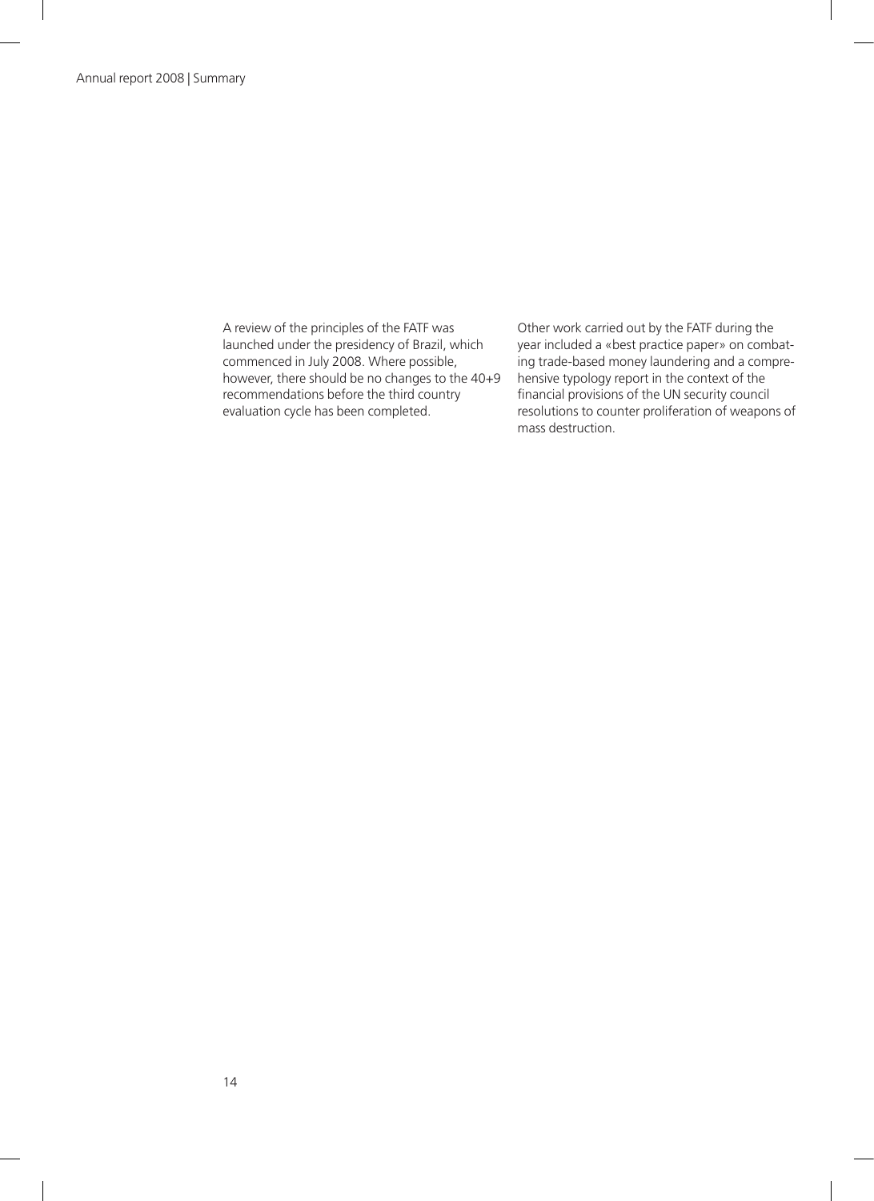A review of the principles of the FATF was launched under the presidency of Brazil, which commenced in July 2008. Where possible, however, there should be no changes to the 40+9 recommendations before the third country evaluation cycle has been completed.

Other work carried out by the FATF during the year included a «best practice paper» on combating trade-based money laundering and a comprehensive typology report in the context of the financial provisions of the UN security council resolutions to counter proliferation of weapons of mass destruction.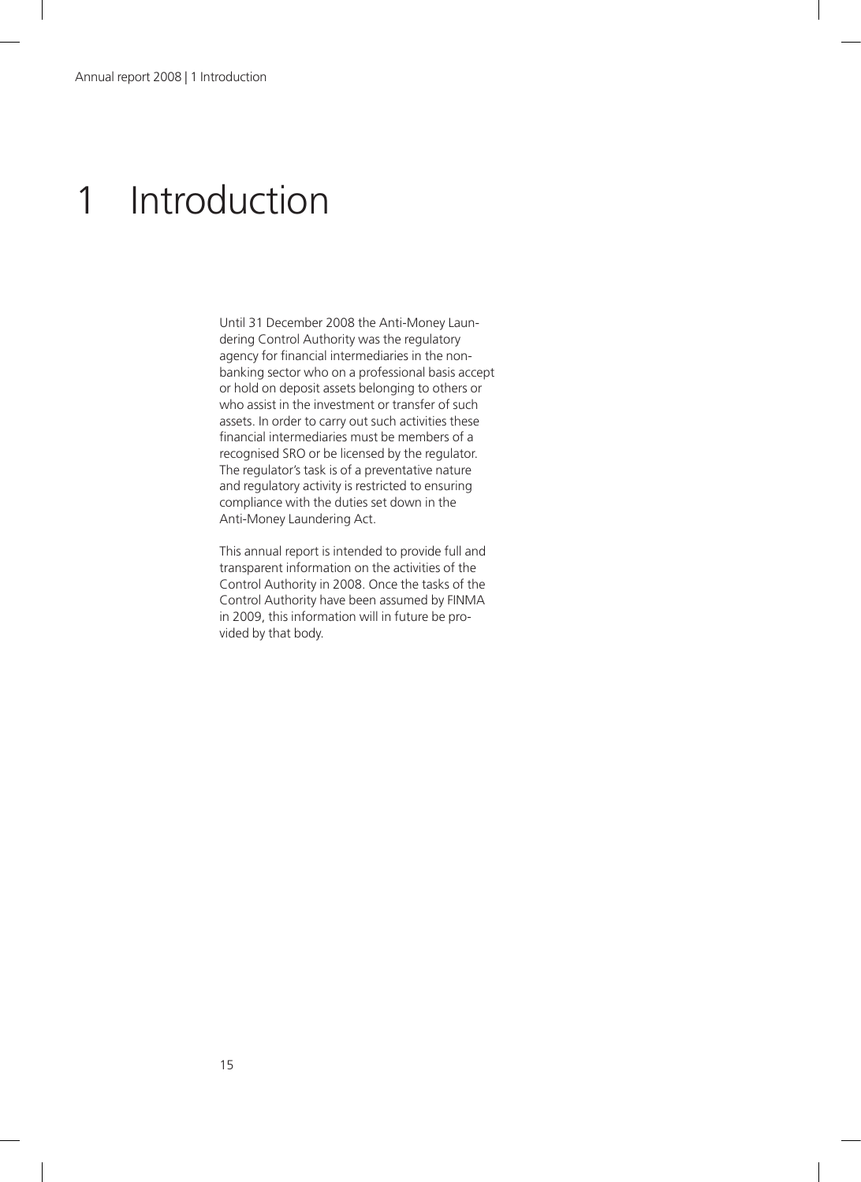# 1 Introduction

Until 31 December 2008 the Anti-Money Laundering Control Authority was the regulatory agency for financial intermediaries in the non-banking sector who on a professional basis accept or hold on deposit assets belonging to others or who assist in the investment or transfer of such assets. In order to carry out such activities these financial intermediaries must be members of a recognised SRO or be licensed by the regulator. The regulator's task is of a preventative nature and regulatory activity is restricted to ensuring compliance with the duties set down in the Anti-Money Laundering Act.

This annual report is intended to provide full and transparent information on the activities of the Control Authority in 2008. Once the tasks of the Control Authority have been assumed by FINMA in 2009, this information will in future be provided by that body.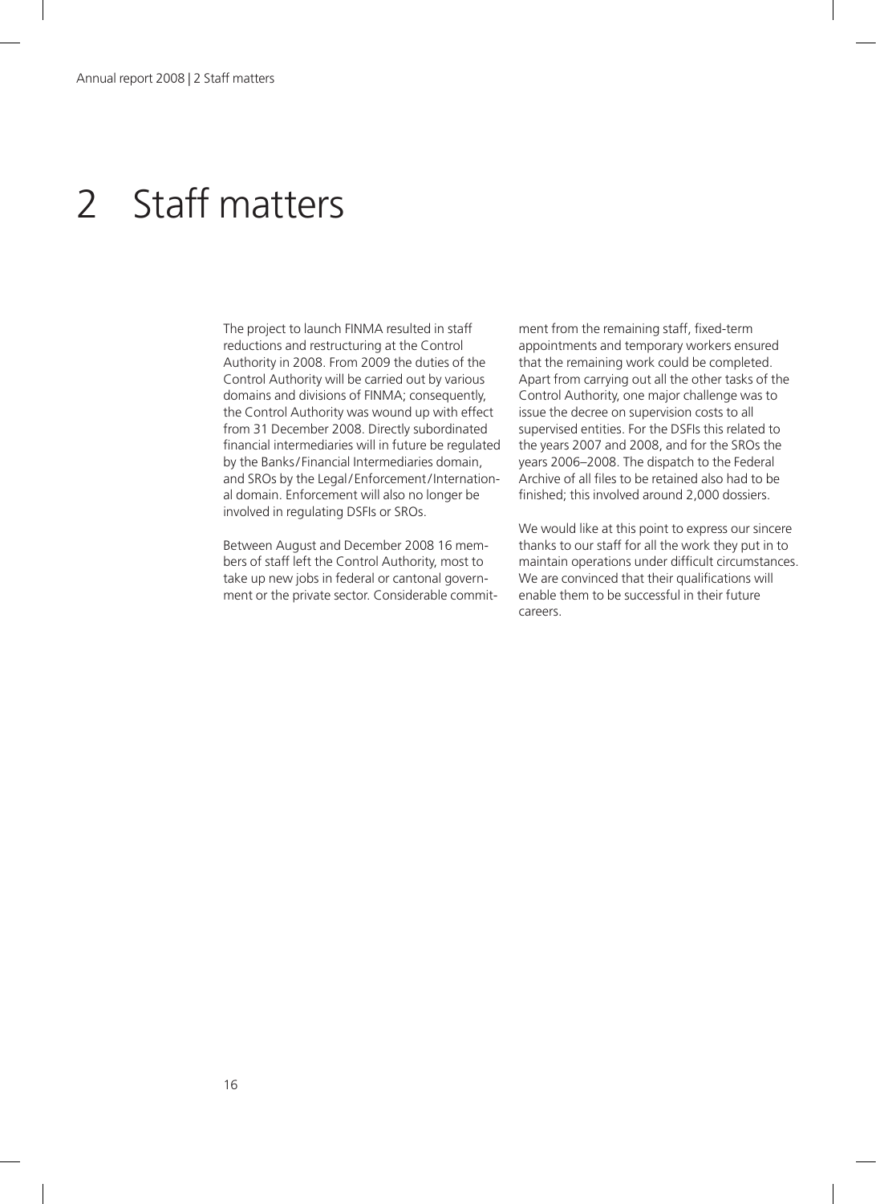# 2 Staff matters

The project to launch FINMA resulted in staff reductions and restructuring at the Control Authority in 2008. From 2009 the duties of the Control Authority will be carried out by various domains and divisions of FINMA; consequently, the Control Authority was wound up with effect from 31 December 2008. Directly subordinated financial intermediaries will in future be regulated by the Banks/Financial Intermediaries domain, and SROs by the Legal/Enforcement/International domain. Enforcement will also no longer be involved in regulating DSFIs or SROs.

Between August and December 2008 16 members of staff left the Control Authority, most to take up new jobs in federal or cantonal government or the private sector. Considerable commitment from the remaining staff, fixed-term appointments and temporary workers ensured that the remaining work could be completed. Apart from carrying out all the other tasks of the Control Authority, one major challenge was to issue the decree on supervision costs to all supervised entities. For the DSFIs this related to the years 2007 and 2008, and for the SROs the years 2006–2008. The dispatch to the Federal Archive of all files to be retained also had to be finished; this involved around 2,000 dossiers.

We would like at this point to express our sincere thanks to our staff for all the work they put in to maintain operations under difficult circumstances. We are convinced that their qualifications will enable them to be successful in their future careers.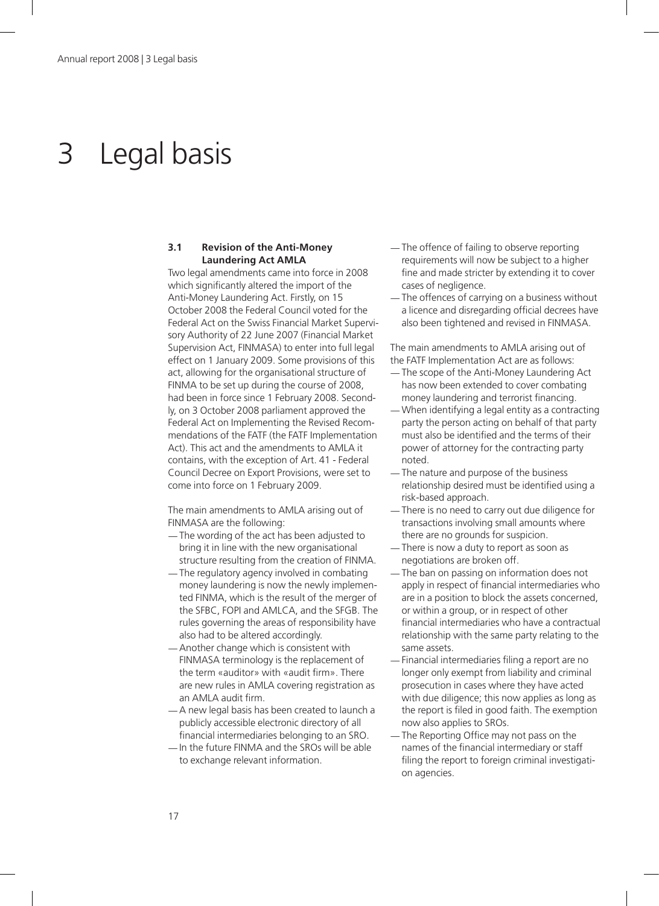# 3 Legal basis

### 3.1 Revision of the Anti-Money Laundering Act AMLA

Two legal amendments came into force in 2008 which significantly altered the import of the Anti-Money Laundering Act. Firstly, on 15 October 2008 the Federal Council voted for the Federal Act on the Swiss Financial Market Supervisory Authority of 22 June 2007 (Financial Market Supervision Act, FINMASA) to enter into full legal effect on 1 January 2009. Some provisions of this act, allowing for the organisational structure of FINMA to be set up during the course of 2008, had been in force since 1 February 2008. Secondly, on 3 October 2008 parliament approved the Federal Act on Implementing the Revised Recommendations of the FATF (the FATF Implementation Act). This act and the amendments to AMLA it contains, with the exception of Art. 41 - Federal Council Decree on Export Provisions, were set to come into force on 1 February 2009.

The main amendments to AMLA arising out of FINMASA are the following:

- The wording of the act has been adjusted to bring it in line with the new organisational structure resulting from the creation of FINMA.
- The regulatory agency involved in combating money laundering is now the newly implemented FINMA, which is the result of the merger of the SFBC, FOPI and AMLCA, and the SFGB. The rules governing the areas of responsibility have also had to be altered accordingly.
- Another change which is consistent with FINMASA terminology is the replacement of the term «auditor» with «audit firm». There are new rules in AMLA covering registration as an AMLA audit firm.
- A new legal basis has been created to launch a publicly accessible electronic directory of all financial intermediaries belonging to an SRO.
- In the future FINMA and the SROs will be able to exchange relevant information.
- The offence of failing to observe reporting requirements will now be subject to a higher fine and made stricter by extending it to cover cases of negligence.
- The offences of carrying on a business without a licence and disregarding official decrees have also been tightened and revised in FINMASA.

The main amendments to AMLA arising out of the FATF Implementation Act are as follows:

- The scope of the Anti-Money Laundering Act has now been extended to cover combating money laundering and terrorist financing.
- When identifying a legal entity as a contracting party the person acting on behalf of that party must also be identified and the terms of their power of attorney for the contracting party noted.
- The nature and purpose of the business relationship desired must be identified using a risk-based approach.
- There is no need to carry out due diligence for transactions involving small amounts where there are no grounds for suspicion.
- There is now a duty to report as soon as negotiations are broken off.
- The ban on passing on information does not apply in respect of financial intermediaries who are in a position to block the assets concerned, or within a group, or in respect of other financial intermediaries who have a contractual relationship with the same party relating to the same assets.
- Financial intermediaries filing a report are no longer only exempt from liability and criminal prosecution in cases where they have acted with due diligence; this now applies as long as the report is filed in good faith. The exemption now also applies to SROs.
- The Reporting Office may not pass on the names of the financial intermediary or staff filing the report to foreign criminal investigation agencies.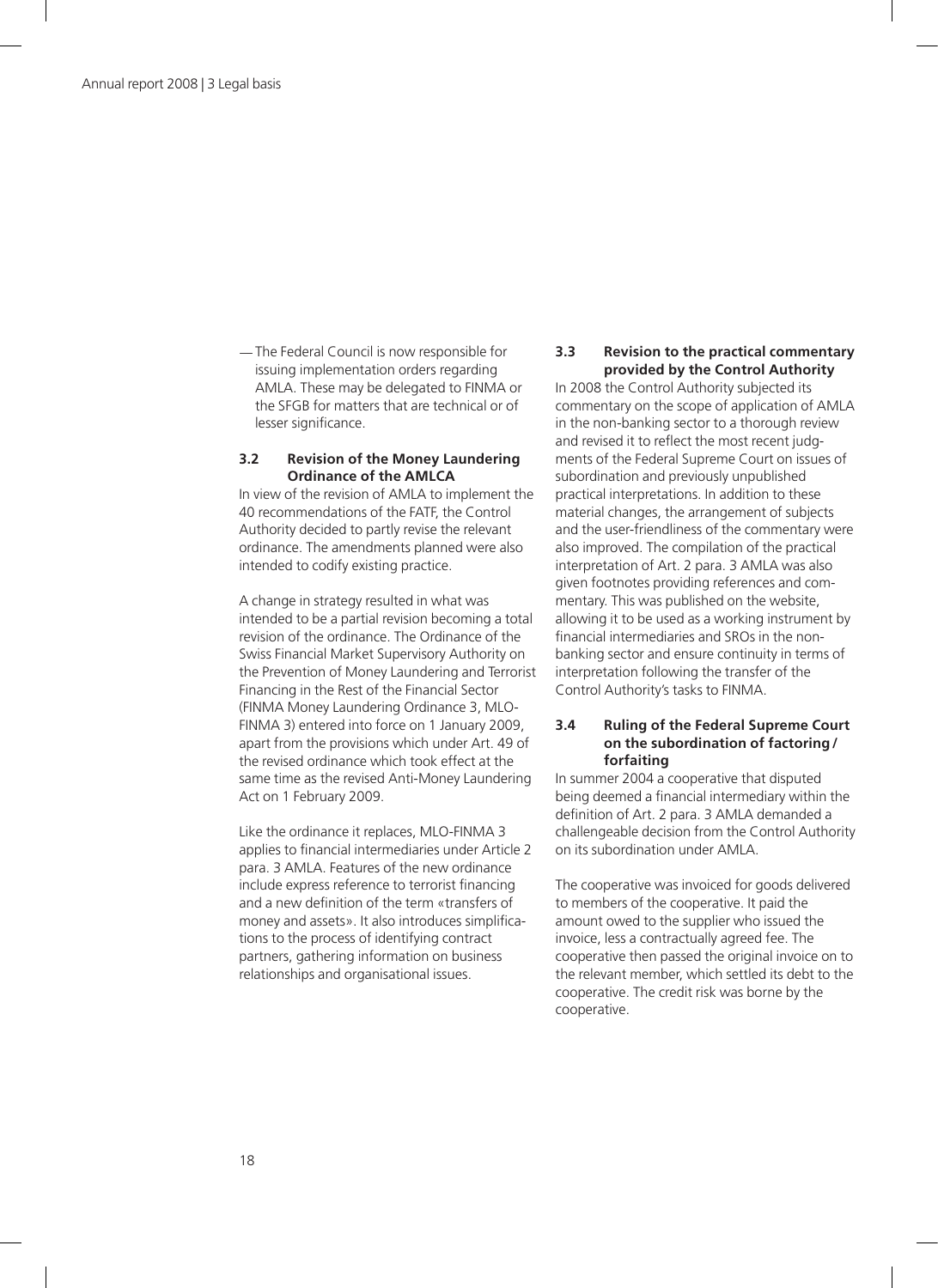- The Federal Council is now responsible for issuing implementation orders regarding AMLA. These may be delegated to FINMA or the SFGB for matters that are technical or of lesser significance.

### 3.2 Revision of the Money Laundering Ordinance of the AMLCA

In view of the revision of AMLA to implement the 40 recommendations of the FATF, the Control Authority decided to partly revise the relevant ordinance. The amendments planned were also intended to codify existing practice.

A change in strategy resulted in what was intended to be a partial revision becoming a total revision of the ordinance. The Ordinance of the Swiss Financial Market Supervisory Authority on the Prevention of Money Laundering and Terrorist Financing in the Rest of the Financial Sector (FINMA Money Laundering Ordinance 3, MLO-FINMA 3) entered into force on 1 January 2009, apart from the provisions which under Art. 49 of the revised ordinance which took effect at the same time as the revised Anti-Money Laundering Act on 1 February 2009.

Like the ordinance it replaces, MLO-FINMA 3 applies to financial intermediaries under Article 2 para. 3 AMLA. Features of the new ordinance include express reference to terrorist financing and a new definition of the term «transfers of money and assets». It also introduces simplifications to the process of identifying contract partners, gathering information on business relationships and organisational issues.

### 3.3 Revision to the practical commentary provided by the Control Authority

In 2008 the Control Authority subjected its commentary on the scope of application of AMLA in the non-banking sector to a thorough review and revised it to reflect the most recent judgments of the Federal Supreme Court on issues of subordination and previously unpublished practical interpretations. In addition to these material changes, the arrangement of subjects and the user-friendliness of the commentary were also improved. The compilation of the practical interpretation of Art. 2 para. 3 AMLA was also given footnotes providing references and commentary. This was published on the website, allowing it to be used as a working instrument by financial intermediaries and SROs in the non-banking sector and ensure continuity in terms of interpretation following the transfer of the Control Authority's tasks to FINMA.

### 3.4 Ruling of the Federal Supreme Court on the subordination of factoring / forfaiting

In summer 2004 a cooperative that disputed being deemed a financial intermediary within the definition of Art. 2 para. 3 AMLA demanded a challengeable decision from the Control Authority on its subordination under AMLA.

The cooperative was invoiced for goods delivered to members of the cooperative. It paid the amount owed to the supplier who issued the invoice, less a contractually agreed fee. The cooperative then passed the original invoice on to the relevant member, which settled its debt to the cooperative. The credit risk was borne by the cooperative.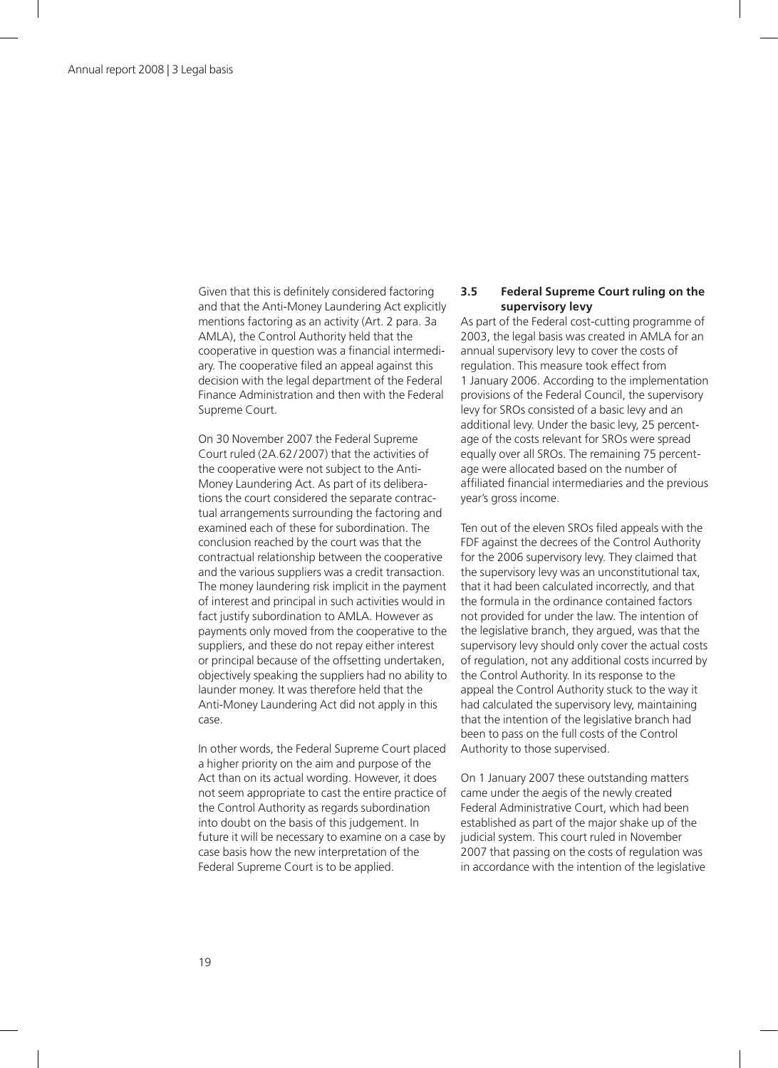Given that this is definitely considered factoring and that the Anti-Money Laundering Act explicitly mentions factoring as an activity (Art. 2 para. 3a AMLA), the Control Authority held that the cooperative in question was a financial intermediary. The cooperative filed an appeal against this decision with the legal department of the Federal Finance Administration and then with the Federal Supreme Court.

On 30 November 2007 the Federal Supreme Court ruled (2A.62/2007) that the activities of the cooperative were not subject to the Anti-Money Laundering Act. As part of its deliberations the court considered the separate contractual arrangements surrounding the factoring and examined each of these for subordination. The conclusion reached by the court was that the contractual relationship between the cooperative and the various suppliers was a credit transaction. The money laundering risk implicit in the payment of interest and principal in such activities would in fact justify subordination to AMLA. However as payments only moved from the cooperative to the suppliers, and these do not repay either interest or principal because of the offsetting undertaken, objectively speaking the suppliers had no ability to launder money. It was therefore held that the Anti-Money Laundering Act did not apply in this case.

In other words, the Federal Supreme Court placed a higher priority on the aim and purpose of the Act than on its actual wording. However, it does not seem appropriate to cast the entire practice of the Control Authority as regards subordination into doubt on the basis of this judgement. In future it will be necessary to examine on a case by case basis how the new interpretation of the Federal Supreme Court is to be applied.

### 3.5 Federal Supreme Court ruling on the supervisory levy

As part of the Federal cost-cutting programme of 2003, the legal basis was created in AMLA for an annual supervisory levy to cover the costs of regulation. This measure took effect from 1 January 2006. According to the implementation provisions of the Federal Council, the supervisory levy for SROs consisted of a basic levy and an additional levy. Under the basic levy, 25 percentage of the costs relevant for SROs were spread equally over all SROs. The remaining 75 percentage were allocated based on the number of affiliated financial intermediaries and the previous year's gross income.

Ten out of the eleven SROs filed appeals with the FDF against the decrees of the Control Authority for the 2006 supervisory levy. They claimed that the supervisory levy was an unconstitutional tax, that it had been calculated incorrectly, and that the formula in the ordinance contained factors not provided for under the law. The intention of the legislative branch, they argued, was that the supervisory levy should only cover the actual costs of regulation, not any additional costs incurred by the Control Authority. In its response to the appeal the Control Authority stuck to the way it had calculated the supervisory levy, maintaining that the intention of the legislative branch had been to pass on the full costs of the Control Authority to those supervised.

On 1 January 2007 these outstanding matters came under the aegis of the newly created Federal Administrative Court, which had been established as part of the major shake up of the judicial system. This court ruled in November 2007 that passing on the costs of regulation was in accordance with the intention of the legislative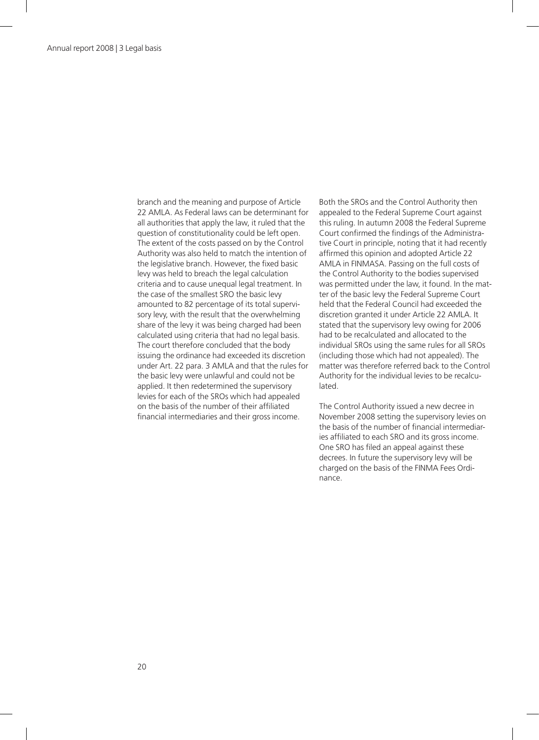branch and the meaning and purpose of Article 22 AMLA. As Federal laws can be determinant for all authorities that apply the law, it ruled that the question of constitutionality could be left open. The extent of the costs passed on by the Control Authority was also held to match the intention of the legislative branch. However, the fixed basic levy was held to breach the legal calculation criteria and to cause unequal legal treatment. In the case of the smallest SRO the basic levy amounted to 82 percentage of its total supervisory levy, with the result that the overwhelming share of the levy it was being charged had been calculated using criteria that had no legal basis. The court therefore concluded that the body issuing the ordinance had exceeded its discretion under Art. 22 para. 3 AMLA and that the rules for the basic levy were unlawful and could not be applied. It then redetermined the supervisory levies for each of the SROs which had appealed on the basis of the number of their affiliated financial intermediaries and their gross income.

Both the SROs and the Control Authority then appealed to the Federal Supreme Court against this ruling. In autumn 2008 the Federal Supreme Court confirmed the findings of the Administrative Court in principle, noting that it had recently affirmed this opinion and adopted Article 22 AMLA in FINMASA. Passing on the full costs of the Control Authority to the bodies supervised was permitted under the law, it found. In the matter of the basic levy the Federal Supreme Court held that the Federal Council had exceeded the discretion granted it under Article 22 AMLA. It stated that the supervisory levy owing for 2006 had to be recalculated and allocated to the individual SROs using the same rules for all SROs (including those which had not appealed). The matter was therefore referred back to the Control Authority for the individual levies to be recalculated.

The Control Authority issued a new decree in November 2008 setting the supervisory levies on the basis of the number of financial intermediaries affiliated to each SRO and its gross income. One SRO has filed an appeal against these decrees. In future the supervisory levy will be charged on the basis of the FINMA Fees Ordinance.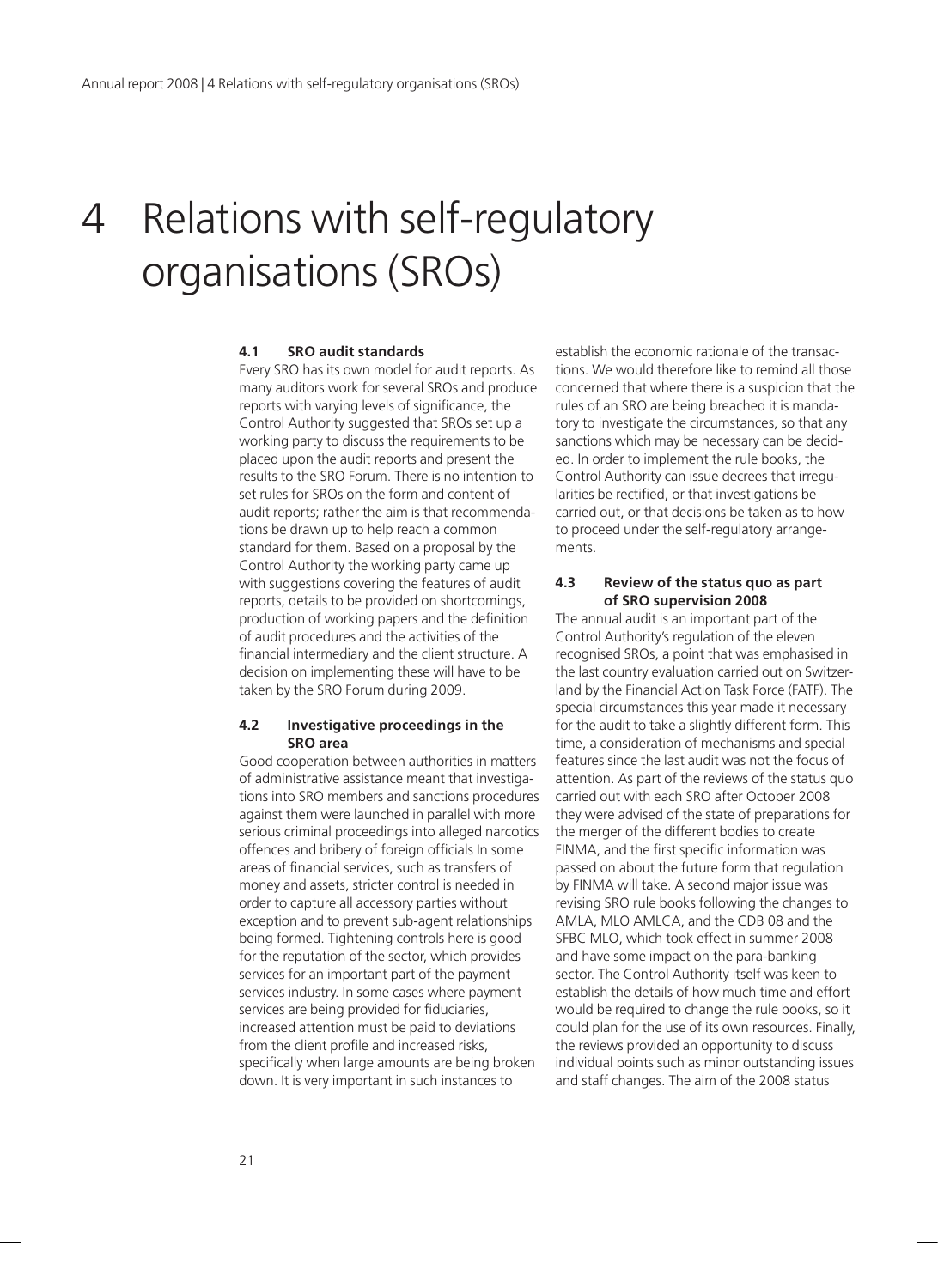# 4 Relations with self-regulatory organisations (SROs)

### 4.1 SRO audit standards

Every SRO has its own model for audit reports. As many auditors work for several SROs and produce reports with varying levels of significance, the Control Authority suggested that SROs set up a working party to discuss the requirements to be placed upon the audit reports and present the results to the SRO Forum. There is no intention to set rules for SROs on the form and content of audit reports; rather the aim is that recommendations be drawn up to help reach a common standard for them. Based on a proposal by the Control Authority the working party came up with suggestions covering the features of audit reports, details to be provided on shortcomings, production of working papers and the definition of audit procedures and the activities of the financial intermediary and the client structure. A decision on implementing these will have to be taken by the SRO Forum during 2009.

### 4.2 Investigative proceedings in the SRO area

Good cooperation between authorities in matters of administrative assistance meant that investigations into SRO members and sanctions procedures against them were launched in parallel with more serious criminal proceedings into alleged narcotics offences and bribery of foreign officials In some areas of financial services, such as transfers of money and assets, stricter control is needed in order to capture all accessory parties without exception and to prevent sub-agent relationships being formed. Tightening controls here is good for the reputation of the sector, which provides services for an important part of the payment services industry. In some cases where payment services are being provided for fiduciaries, increased attention must be paid to deviations from the client profile and increased risks, specifically when large amounts are being broken down. It is very important in such instances to establish the economic rationale of the transactions. We would therefore like to remind all those concerned that where there is a suspicion that the rules of an SRO are being breached it is mandatory to investigate the circumstances, so that any sanctions which may be necessary can be decided. In order to implement the rule books, the Control Authority can issue decrees that irregularities be rectified, or that investigations be carried out, or that decisions be taken as to how to proceed under the self-regulatory arrangements.

### 4.3 Review of the status quo as part of SRO supervision 2008

The annual audit is an important part of the Control Authority's regulation of the eleven recognised SROs, a point that was emphasised in the last country evaluation carried out on Switzerland by the Financial Action Task Force (FATF). The special circumstances this year made it necessary for the audit to take a slightly different form. This time, a consideration of mechanisms and special features since the last audit was not the focus of attention. As part of the reviews of the status quo carried out with each SRO after October 2008 they were advised of the state of preparations for the merger of the different bodies to create FINMA, and the first specific information was passed on about the future form that regulation by FINMA will take. A second major issue was revising SRO rule books following the changes to AMLA, MLO AMLCA, and the CDB 08 and the SFBC MLO, which took effect in summer 2008 and have some impact on the para-banking sector. The Control Authority itself was keen to establish the details of how much time and effort would be required to change the rule books, so it could plan for the use of its own resources. Finally, the reviews provided an opportunity to discuss individual points such as minor outstanding issues and staff changes. The aim of the 2008 status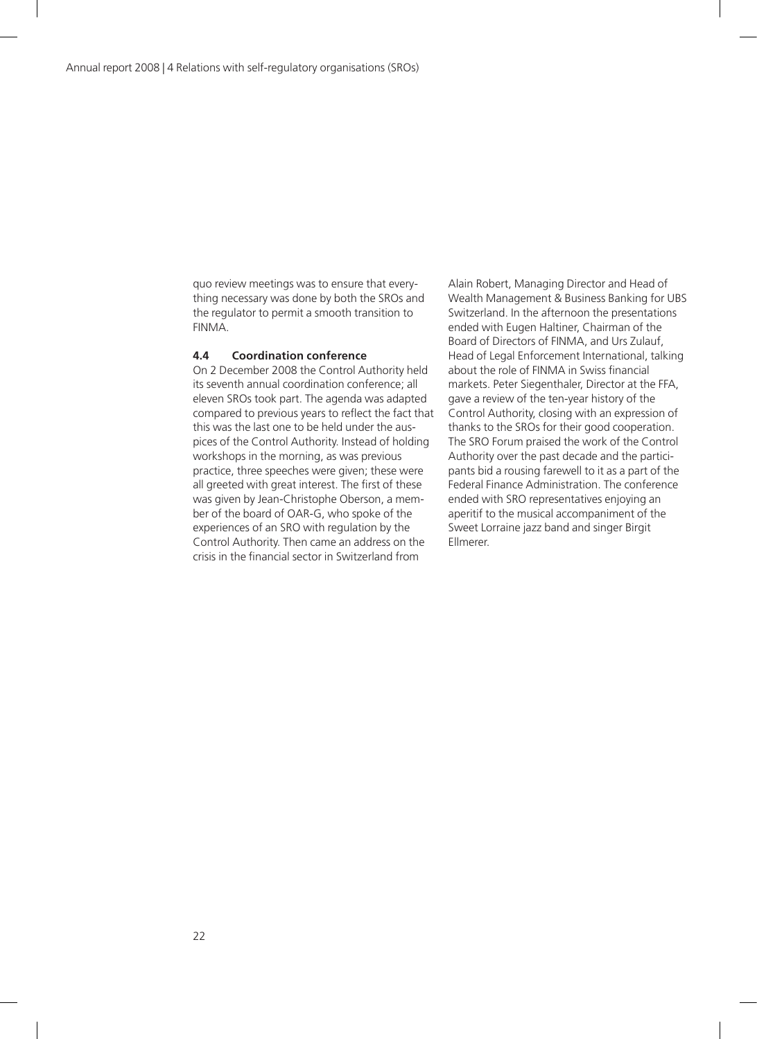quo review meetings was to ensure that everything necessary was done by both the SROs and the regulator to permit a smooth transition to FINMA.

### 4.4 Coordination conference

On 2 December 2008 the Control Authority held its seventh annual coordination conference; all eleven SROs took part. The agenda was adapted compared to previous years to reflect the fact that this was the last one to be held under the auspices of the Control Authority. Instead of holding workshops in the morning, as was previous practice, three speeches were given; these were all greeted with great interest. The first of these was given by Jean-Christophe Oberson, a member of the board of OAR-G, who spoke of the experiences of an SRO with regulation by the Control Authority. Then came an address on the crisis in the financial sector in Switzerland from Alain Robert, Managing Director and Head of Wealth Management & Business Banking for UBS Switzerland. In the afternoon the presentations ended with Eugen Haltiner, Chairman of the Board of Directors of FINMA, and Urs Zulauf, Head of Legal Enforcement International, talking about the role of FINMA in Swiss financial markets. Peter Siegenthaler, Director at the FFA, gave a review of the ten-year history of the Control Authority, closing with an expression of thanks to the SROs for their good cooperation. The SRO Forum praised the work of the Control Authority over the past decade and the participants bid a rousing farewell to it as a part of the Federal Finance Administration. The conference ended with SRO representatives enjoying an aperitif to the musical accompaniment of the Sweet Lorraine jazz band and singer Birgit Ellmerer.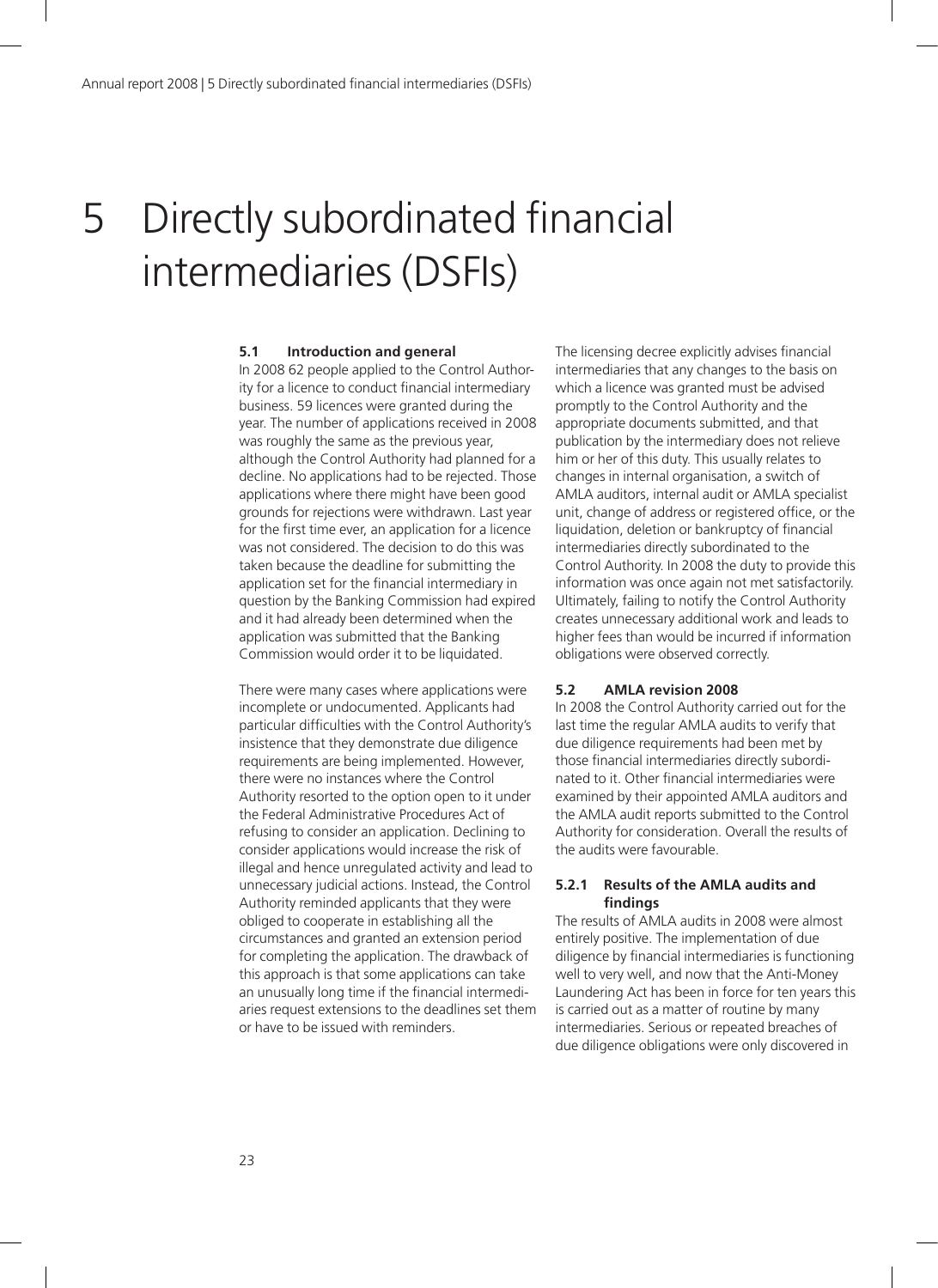# 5 Directly subordinated financial intermediaries (DSFIs)

### 5.1 Introduction and general

In 2008 62 people applied to the Control Authority for a licence to conduct financial intermediary business. 59 licences were granted during the year. The number of applications received in 2008 was roughly the same as the previous year, although the Control Authority had planned for a decline. No applications had to be rejected. Those applications where there might have been good grounds for rejections were withdrawn. Last year for the first time ever, an application for a licence was not considered. The decision to do this was taken because the deadline for submitting the application set for the financial intermediary in question by the Banking Commission had expired and it had already been determined when the application was submitted that the Banking Commission would order it to be liquidated.

There were many cases where applications were incomplete or undocumented. Applicants had particular difficulties with the Control Authority's insistence that they demonstrate due diligence requirements are being implemented. However, there were no instances where the Control Authority resorted to the option open to it under the Federal Administrative Procedures Act of refusing to consider an application. Declining to consider applications would increase the risk of illegal and hence unregulated activity and lead to unnecessary judicial actions. Instead, the Control Authority reminded applicants that they were obliged to cooperate in establishing all the circumstances and granted an extension period for completing the application. The drawback of this approach is that some applications can take an unusually long time if the financial intermediaries request extensions to the deadlines set them or have to be issued with reminders.

The licensing decree explicitly advises financial intermediaries that any changes to the basis on which a licence was granted must be advised promptly to the Control Authority and the appropriate documents submitted, and that publication by the intermediary does not relieve him or her of this duty. This usually relates to changes in internal organisation, a switch of AMLA auditors, internal audit or AMLA specialist unit, change of address or registered office, or the liquidation, deletion or bankruptcy of financial intermediaries directly subordinated to the Control Authority. In 2008 the duty to provide this information was once again not met satisfactorily. Ultimately, failing to notify the Control Authority creates unnecessary additional work and leads to higher fees than would be incurred if information obligations were observed correctly.

### 5.2 AMLA revision 2008

In 2008 the Control Authority carried out for the last time the regular AMLA audits to verify that due diligence requirements had been met by those financial intermediaries directly subordinated to it. Other financial intermediaries were examined by their appointed AMLA auditors and the AMLA audit reports submitted to the Control Authority for consideration. Overall the results of the audits were favourable.

#### 5.2.1 Results of the AMLA audits and findings

The results of AMLA audits in 2008 were almost entirely positive. The implementation of due diligence by financial intermediaries is functioning well to very well, and now that the Anti-Money Laundering Act has been in force for ten years this is carried out as a matter of routine by many intermediaries. Serious or repeated breaches of due diligence obligations were only discovered in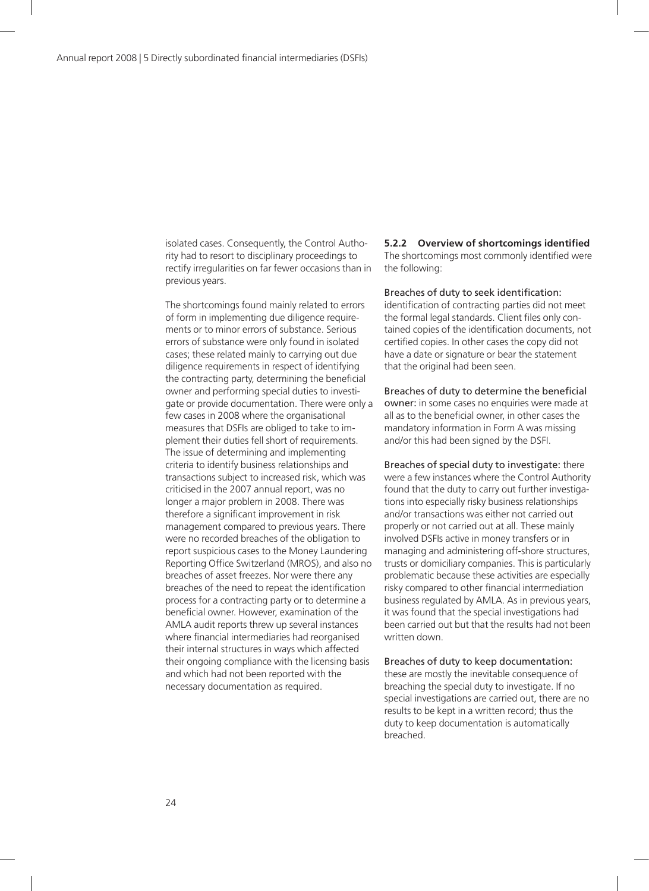isolated cases. Consequently, the Control Authority had to resort to disciplinary proceedings to rectify irregularities on far fewer occasions than in previous years.

The shortcomings found mainly related to errors of form in implementing due diligence requirements or to minor errors of substance. Serious errors of substance were only found in isolated cases; these related mainly to carrying out due diligence requirements in respect of identifying the contracting party, determining the beneficial owner and performing special duties to investigate or provide documentation. There were only a few cases in 2008 where the organisational measures that DSFIs are obliged to take to implement their duties fell short of requirements. The issue of determining and implementing criteria to identify business relationships and transactions subject to increased risk, which was criticised in the 2007 annual report, was no longer a major problem in 2008. There was therefore a significant improvement in risk management compared to previous years. There were no recorded breaches of the obligation to report suspicious cases to the Money Laundering Reporting Office Switzerland (MROS), and also no breaches of asset freezes. Nor were there any breaches of the need to repeat the identification process for a contracting party or to determine a beneficial owner. However, examination of the AMLA audit reports threw up several instances where financial intermediaries had reorganised their internal structures in ways which affected their ongoing compliance with the licensing basis and which had not been reported with the necessary documentation as required.

### 5.2.2 Overview of shortcomings identified

The shortcomings most commonly identified were the following:

Breaches of duty to seek identification: identification of contracting parties did not meet the formal legal standards. Client files only contained copies of the identification documents, not certified copies. In other cases the copy did not have a date or signature or bear the statement that the original had been seen.

Breaches of duty to determine the beneficial owner: in some cases no enquiries were made at all as to the beneficial owner, in other cases the mandatory information in Form A was missing and/or this had been signed by the DSFI.

Breaches of special duty to investigate: there were a few instances where the Control Authority found that the duty to carry out further investigations into especially risky business relationships and/or transactions was either not carried out properly or not carried out at all. These mainly involved DSFIs active in money transfers or in managing and administering off-shore structures, trusts or domiciliary companies. This is particularly problematic because these activities are especially risky compared to other financial intermediation business regulated by AMLA. As in previous years, it was found that the special investigations had been carried out but that the results had not been written down.

Breaches of duty to keep documentation: these are mostly the inevitable consequence of breaching the special duty to investigate. If no special investigations are carried out, there are no results to be kept in a written record; thus the duty to keep documentation is automatically breached.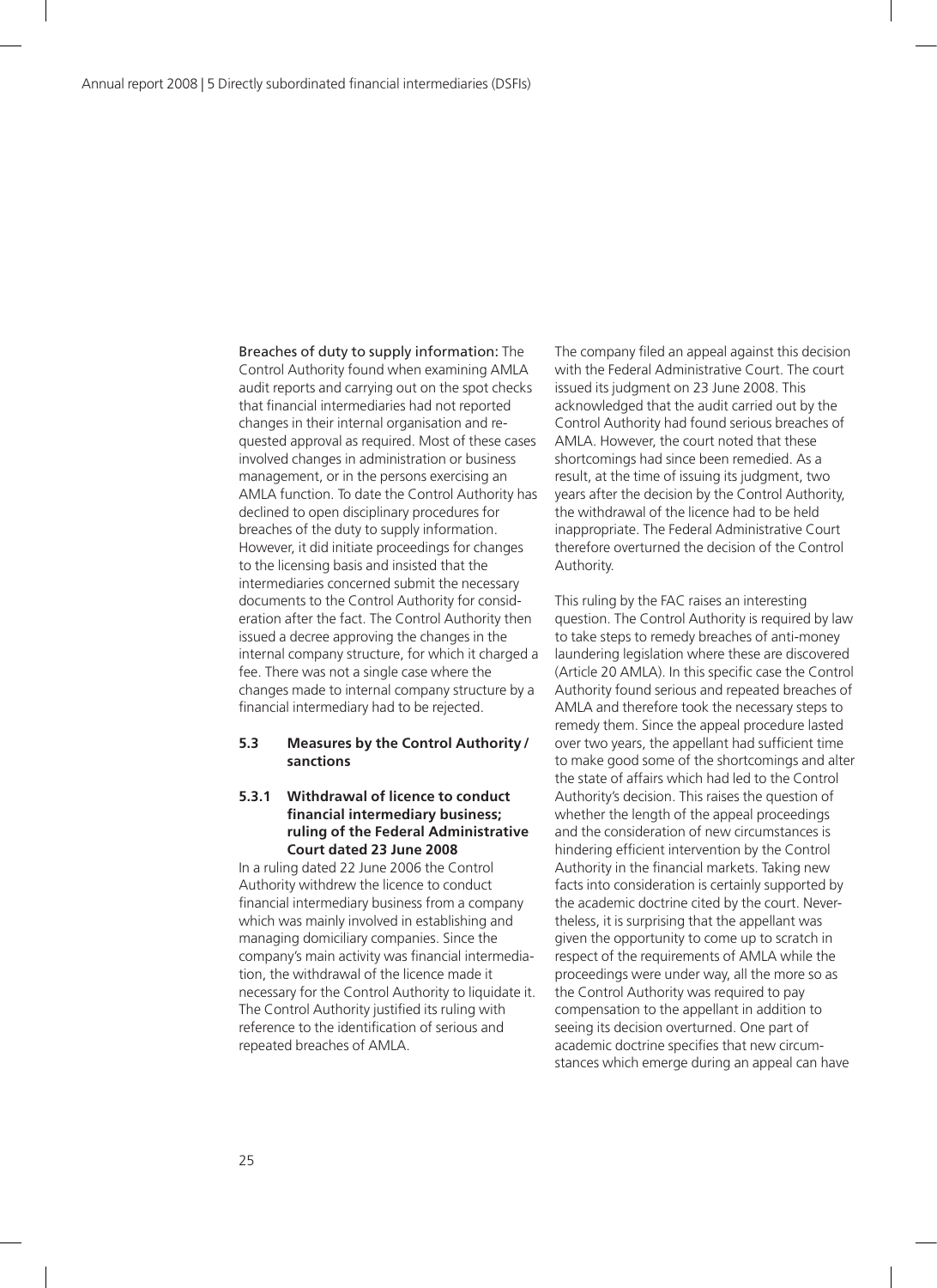**Breaches of duty to supply information:** The Control Authority found when examining AMLA audit reports and carrying out on the spot checks that financial intermediaries had not reported changes in their internal organisation and requested approval as required. Most of these cases involved changes in administration or business management, or in the persons exercising an AMLA function. To date the Control Authority has declined to open disciplinary procedures for breaches of the duty to supply information. However, it did initiate proceedings for changes to the licensing basis and insisted that the intermediaries concerned submit the necessary documents to the Control Authority for consideration after the fact. The Control Authority then issued a decree approving the changes in the internal company structure, for which it charged a fee. There was not a single case where the changes made to internal company structure by a financial intermediary had to be rejected.

## 5.3 Measures by the Control Authority / sanctions

### 5.3.1 Withdrawal of licence to conduct financial intermediary business; ruling of the Federal Administrative Court dated 23 June 2008

In a ruling dated 22 June 2006 the Control Authority withdrew the licence to conduct financial intermediary business from a company which was mainly involved in establishing and managing domiciliary companies. Since the company's main activity was financial intermediation, the withdrawal of the licence made it necessary for the Control Authority to liquidate it. The Control Authority justified its ruling with reference to the identification of serious and repeated breaches of AMLA.

The company filed an appeal against this decision with the Federal Administrative Court. The court issued its judgment on 23 June 2008. This acknowledged that the audit carried out by the Control Authority had found serious breaches of AMLA. However, the court noted that these shortcomings had since been remedied. As a result, at the time of issuing its judgment, two years after the decision by the Control Authority, the withdrawal of the licence had to be held inappropriate. The Federal Administrative Court therefore overturned the decision of the Control Authority.

This ruling by the FAC raises an interesting question. The Control Authority is required by law to take steps to remedy breaches of anti-money laundering legislation where these are discovered (Article 20 AMLA). In this specific case the Control Authority found serious and repeated breaches of AMLA and therefore took the necessary steps to remedy them. Since the appeal procedure lasted over two years, the appellant had sufficient time to make good some of the shortcomings and alter the state of affairs which had led to the Control Authority's decision. This raises the question of whether the length of the appeal proceedings and the consideration of new circumstances is hindering efficient intervention by the Control Authority in the financial markets. Taking new facts into consideration is certainly supported by the academic doctrine cited by the court. Nevertheless, it is surprising that the appellant was given the opportunity to come up to scratch in respect of the requirements of AMLA while the proceedings were under way, all the more so as the Control Authority was required to pay compensation to the appellant in addition to seeing its decision overturned. One part of academic doctrine specifies that new circumstances which emerge during an appeal can have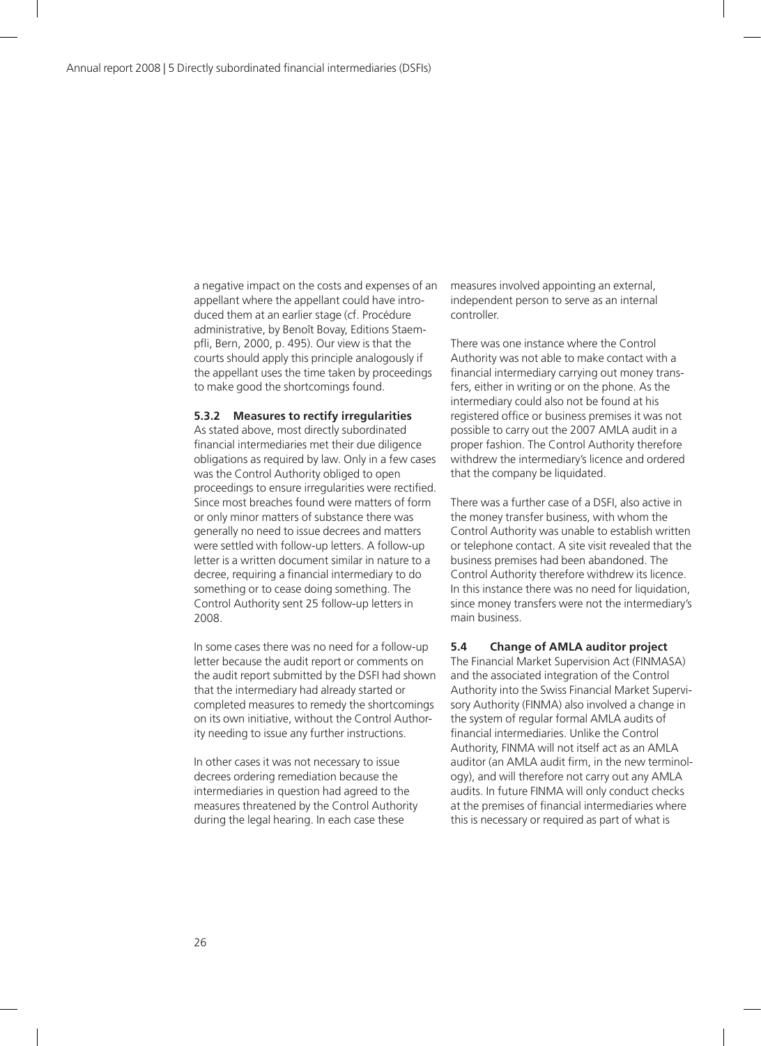a negative impact on the costs and expenses of an appellant where the appellant could have introduced them at an earlier stage (cf. Procédure administrative, by Benoît Bovay, Editions Staempfli, Bern, 2000, p. 495). Our view is that the courts should apply this principle analogously if the appellant uses the time taken by proceedings to make good the shortcomings found.

### 5.3.2 Measures to rectify irregularities

As stated above, most directly subordinated financial intermediaries met their due diligence obligations as required by law. Only in a few cases was the Control Authority obliged to open proceedings to ensure irregularities were rectified. Since most breaches found were matters of form or only minor matters of substance there was generally no need to issue decrees and matters were settled with follow-up letters. A follow-up letter is a written document similar in nature to a decree, requiring a financial intermediary to do something or to cease doing something. The Control Authority sent 25 follow-up letters in 2008.

In some cases there was no need for a follow-up letter because the audit report or comments on the audit report submitted by the DSFI had shown that the intermediary had already started or completed measures to remedy the shortcomings on its own initiative, without the Control Authority needing to issue any further instructions.

In other cases it was not necessary to issue decrees ordering remediation because the intermediaries in question had agreed to the measures threatened by the Control Authority during the legal hearing. In each case these measures involved appointing an external, independent person to serve as an internal controller.

There was one instance where the Control Authority was not able to make contact with a financial intermediary carrying out money transfers, either in writing or on the phone. As the intermediary could also not be found at his registered office or business premises it was not possible to carry out the 2007 AMLA audit in a proper fashion. The Control Authority therefore withdrew the intermediary's licence and ordered that the company be liquidated.

There was a further case of a DSFI, also active in the money transfer business, with whom the Control Authority was unable to establish written or telephone contact. A site visit revealed that the business premises had been abandoned. The Control Authority therefore withdrew its licence. In this instance there was no need for liquidation, since money transfers were not the intermediary's main business.

## 5.4 Change of AMLA auditor project

The Financial Market Supervision Act (FINMASA) and the associated integration of the Control Authority into the Swiss Financial Market Supervisory Authority (FINMA) also involved a change in the system of regular formal AMLA audits of financial intermediaries. Unlike the Control Authority, FINMA will not itself act as an AMLA auditor (an AMLA audit firm, in the new terminology), and will therefore not carry out any AMLA audits. In future FINMA will only conduct checks at the premises of financial intermediaries where this is necessary or required as part of what is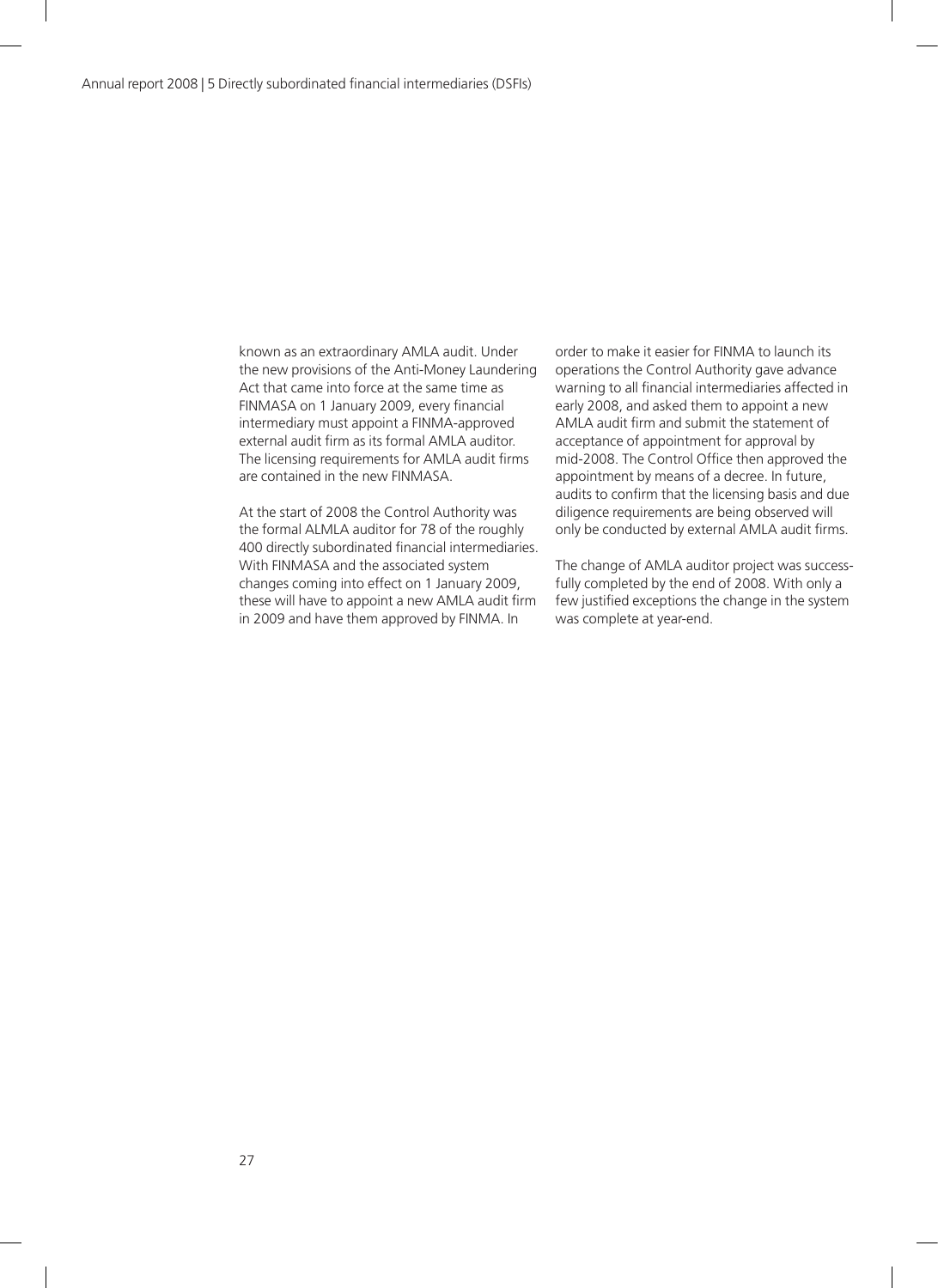known as an extraordinary AMLA audit. Under the new provisions of the Anti-Money Laundering Act that came into force at the same time as FINMASA on 1 January 2009, every financial intermediary must appoint a FINMA-approved external audit firm as its formal AMLA auditor. The licensing requirements for AMLA audit firms are contained in the new FINMASA.

At the start of 2008 the Control Authority was the formal ALMLA auditor for 78 of the roughly 400 directly subordinated financial intermediaries. With FINMASA and the associated system changes coming into effect on 1 January 2009, these will have to appoint a new AMLA audit firm in 2009 and have them approved by FINMA. In order to make it easier for FINMA to launch its operations the Control Authority gave advance warning to all financial intermediaries affected in early 2008, and asked them to appoint a new AMLA audit firm and submit the statement of acceptance of appointment for approval by mid-2008. The Control Office then approved the appointment by means of a decree. In future, audits to confirm that the licensing basis and due diligence requirements are being observed will only be conducted by external AMLA audit firms.

The change of AMLA auditor project was successfully completed by the end of 2008. With only a few justified exceptions the change in the system was complete at year-end.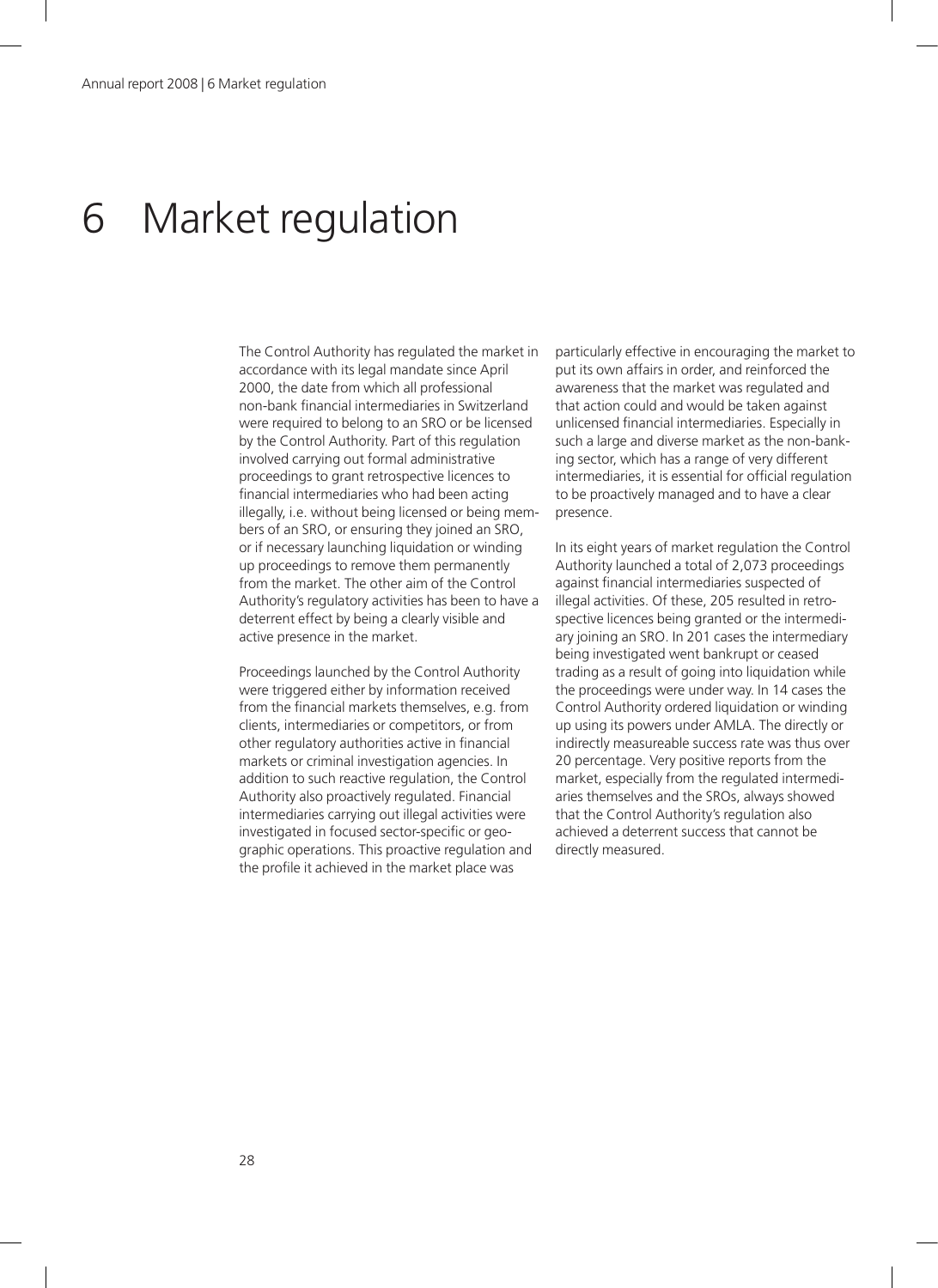# 6 Market regulation

The Control Authority has regulated the market in accordance with its legal mandate since April 2000, the date from which all professional non-bank financial intermediaries in Switzerland were required to belong to an SRO or be licensed by the Control Authority. Part of this regulation involved carrying out formal administrative proceedings to grant retrospective licences to financial intermediaries who had been acting illegally, i.e. without being licensed or being members of an SRO, or ensuring they joined an SRO, or if necessary launching liquidation or winding up proceedings to remove them permanently from the market. The other aim of the Control Authority's regulatory activities has been to have a deterrent effect by being a clearly visible and active presence in the market.

Proceedings launched by the Control Authority were triggered either by information received from the financial markets themselves, e.g. from clients, intermediaries or competitors, or from other regulatory authorities active in financial markets or criminal investigation agencies. In addition to such reactive regulation, the Control Authority also proactively regulated. Financial intermediaries carrying out illegal activities were investigated in focused sector-specific or geographic operations. This proactive regulation and the profile it achieved in the market place was particularly effective in encouraging the market to put its own affairs in order, and reinforced the awareness that the market was regulated and that action could and would be taken against unlicensed financial intermediaries. Especially in such a large and diverse market as the non-banking sector, which has a range of very different intermediaries, it is essential for official regulation to be proactively managed and to have a clear presence.

In its eight years of market regulation the Control Authority launched a total of 2,073 proceedings against financial intermediaries suspected of illegal activities. Of these, 205 resulted in retrospective licences being granted or the intermediary joining an SRO. In 201 cases the intermediary being investigated went bankrupt or ceased trading as a result of going into liquidation while the proceedings were under way. In 14 cases the Control Authority ordered liquidation or winding up using its powers under AMLA. The directly or indirectly measureable success rate was thus over 20 percentage. Very positive reports from the market, especially from the regulated intermediaries themselves and the SROs, always showed that the Control Authority's regulation also achieved a deterrent success that cannot be directly measured.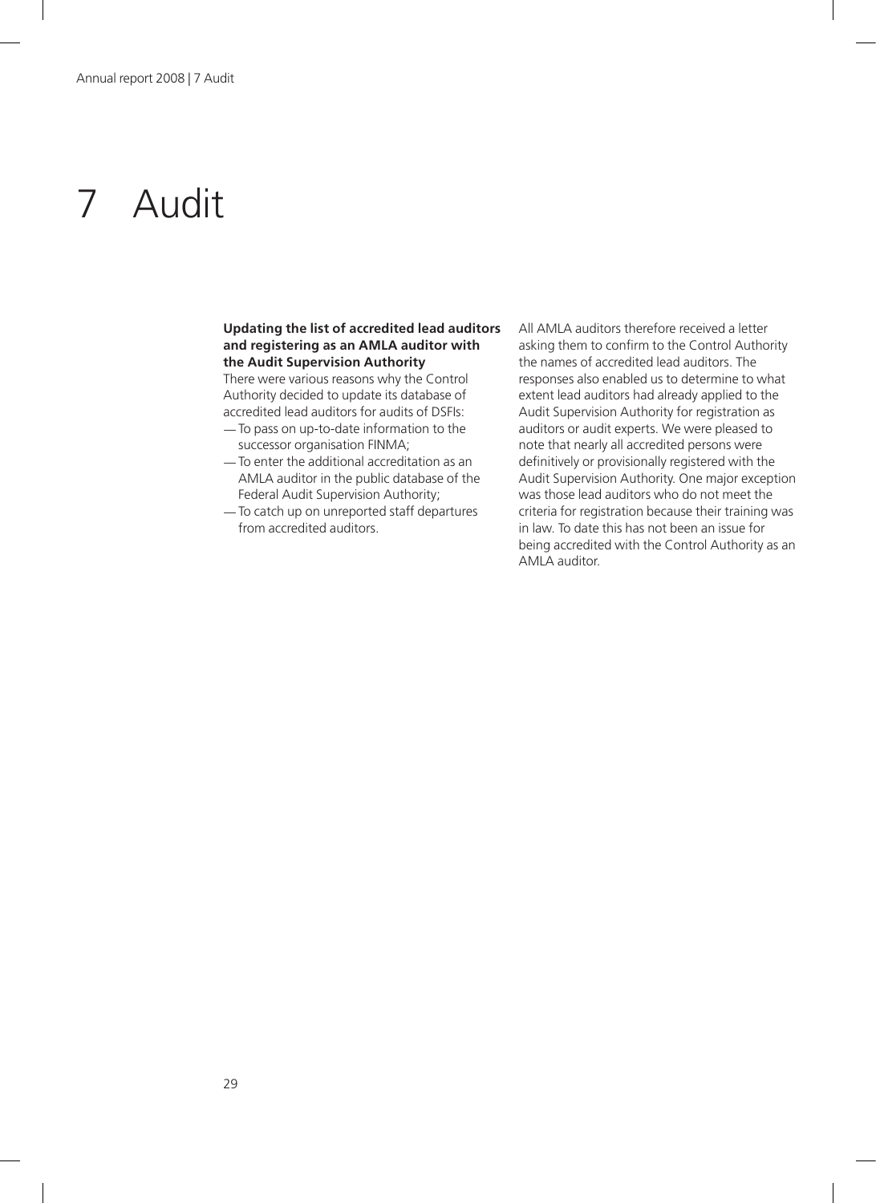# 7 Audit

**Updating the list of accredited lead auditors and registering as an AMLA auditor with the Audit Supervision Authority**

There were various reasons why the Control Authority decided to update its database of accredited lead auditors for audits of DSFIs:

- To pass on up-to-date information to the successor organisation FINMA;
- To enter the additional accreditation as an AMLA auditor in the public database of the Federal Audit Supervision Authority;
- To catch up on unreported staff departures from accredited auditors.

All AMLA auditors therefore received a letter asking them to confirm to the Control Authority the names of accredited lead auditors. The responses also enabled us to determine to what extent lead auditors had already applied to the Audit Supervision Authority for registration as auditors or audit experts. We were pleased to note that nearly all accredited persons were definitively or provisionally registered with the Audit Supervision Authority. One major exception was those lead auditors who do not meet the criteria for registration because their training was in law. To date this has not been an issue for being accredited with the Control Authority as an AMLA auditor.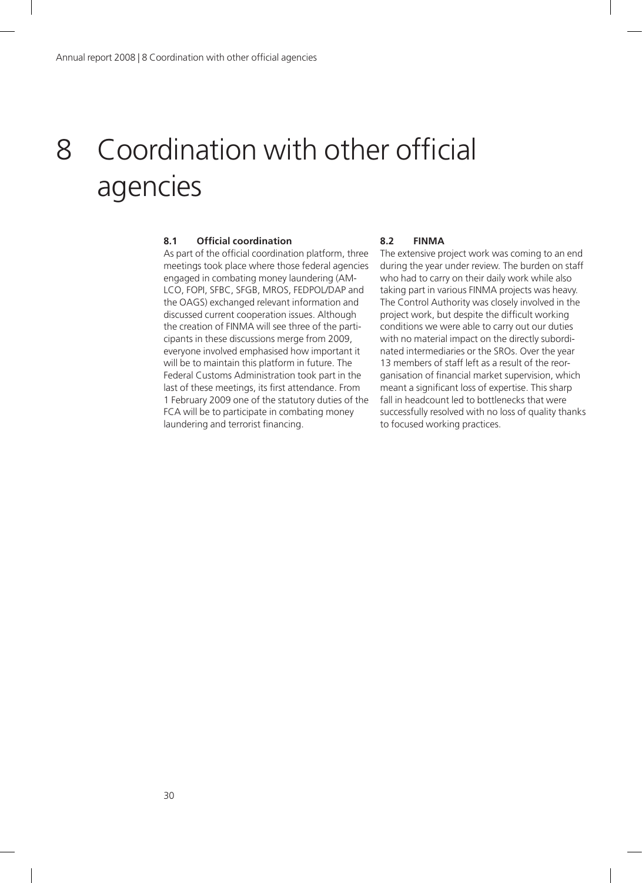# 8 Coordination with other official agencies

### 8.1 Official coordination

As part of the official coordination platform, three meetings took place where those federal agencies engaged in combating money laundering (AMLCO, FOPI, SFBC, SFGB, MROS, FEDPOL/DAP and the OAGS) exchanged relevant information and discussed current cooperation issues. Although the creation of FINMA will see three of the participants in these discussions merge from 2009, everyone involved emphasised how important it will be to maintain this platform in future. The Federal Customs Administration took part in the last of these meetings, its first attendance. From 1 February 2009 one of the statutory duties of the FCA will be to participate in combating money laundering and terrorist financing.

### 8.2 FINMA

The extensive project work was coming to an end during the year under review. The burden on staff who had to carry on their daily work while also taking part in various FINMA projects was heavy. The Control Authority was closely involved in the project work, but despite the difficult working conditions we were able to carry out our duties with no material impact on the directly subordinated intermediaries or the SROs. Over the year 13 members of staff left as a result of the reorganisation of financial market supervision, which meant a significant loss of expertise. This sharp fall in headcount led to bottlenecks that were successfully resolved with no loss of quality thanks to focused working practices.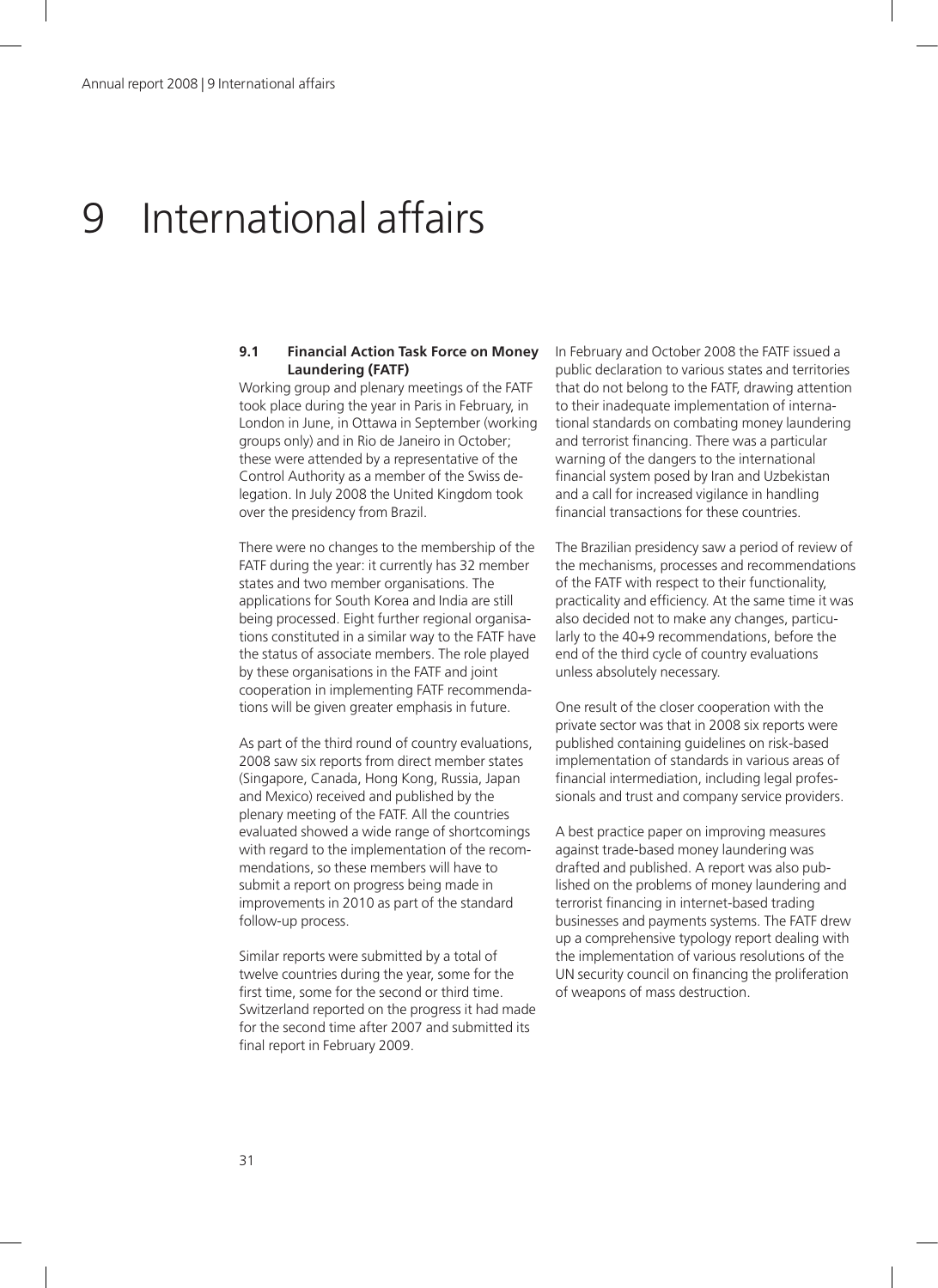# 9 International affairs

### 9.1 Financial Action Task Force on Money Laundering (FATF)

Working group and plenary meetings of the FATF took place during the year in Paris in February, in London in June, in Ottawa in September (working groups only) and in Rio de Janeiro in October; these were attended by a representative of the Control Authority as a member of the Swiss delegation. In July 2008 the United Kingdom took over the presidency from Brazil.

There were no changes to the membership of the FATF during the year: it currently has 32 member states and two member organisations. The applications for South Korea and India are still being processed. Eight further regional organisations constituted in a similar way to the FATF have the status of associate members. The role played by these organisations in the FATF and joint cooperation in implementing FATF recommendations will be given greater emphasis in future.

As part of the third round of country evaluations, 2008 saw six reports from direct member states (Singapore, Canada, Hong Kong, Russia, Japan and Mexico) received and published by the plenary meeting of the FATF. All the countries evaluated showed a wide range of shortcomings with regard to the implementation of the recommendations, so these members will have to submit a report on progress being made in improvements in 2010 as part of the standard follow-up process.

Similar reports were submitted by a total of twelve countries during the year, some for the first time, some for the second or third time. Switzerland reported on the progress it had made for the second time after 2007 and submitted its final report in February 2009.

In February and October 2008 the FATF issued a public declaration to various states and territories that do not belong to the FATF, drawing attention to their inadequate implementation of international standards on combating money laundering and terrorist financing. There was a particular warning of the dangers to the international financial system posed by Iran and Uzbekistan and a call for increased vigilance in handling financial transactions for these countries.

The Brazilian presidency saw a period of review of the mechanisms, processes and recommendations of the FATF with respect to their functionality, practicality and efficiency. At the same time it was also decided not to make any changes, particularly to the 40+9 recommendations, before the end of the third cycle of country evaluations unless absolutely necessary.

One result of the closer cooperation with the private sector was that in 2008 six reports were published containing guidelines on risk-based implementation of standards in various areas of financial intermediation, including legal professionals and trust and company service providers.

A best practice paper on improving measures against trade-based money laundering was drafted and published. A report was also published on the problems of money laundering and terrorist financing in internet-based trading businesses and payments systems. The FATF drew up a comprehensive typology report dealing with the implementation of various resolutions of the UN security council on financing the proliferation of weapons of mass destruction.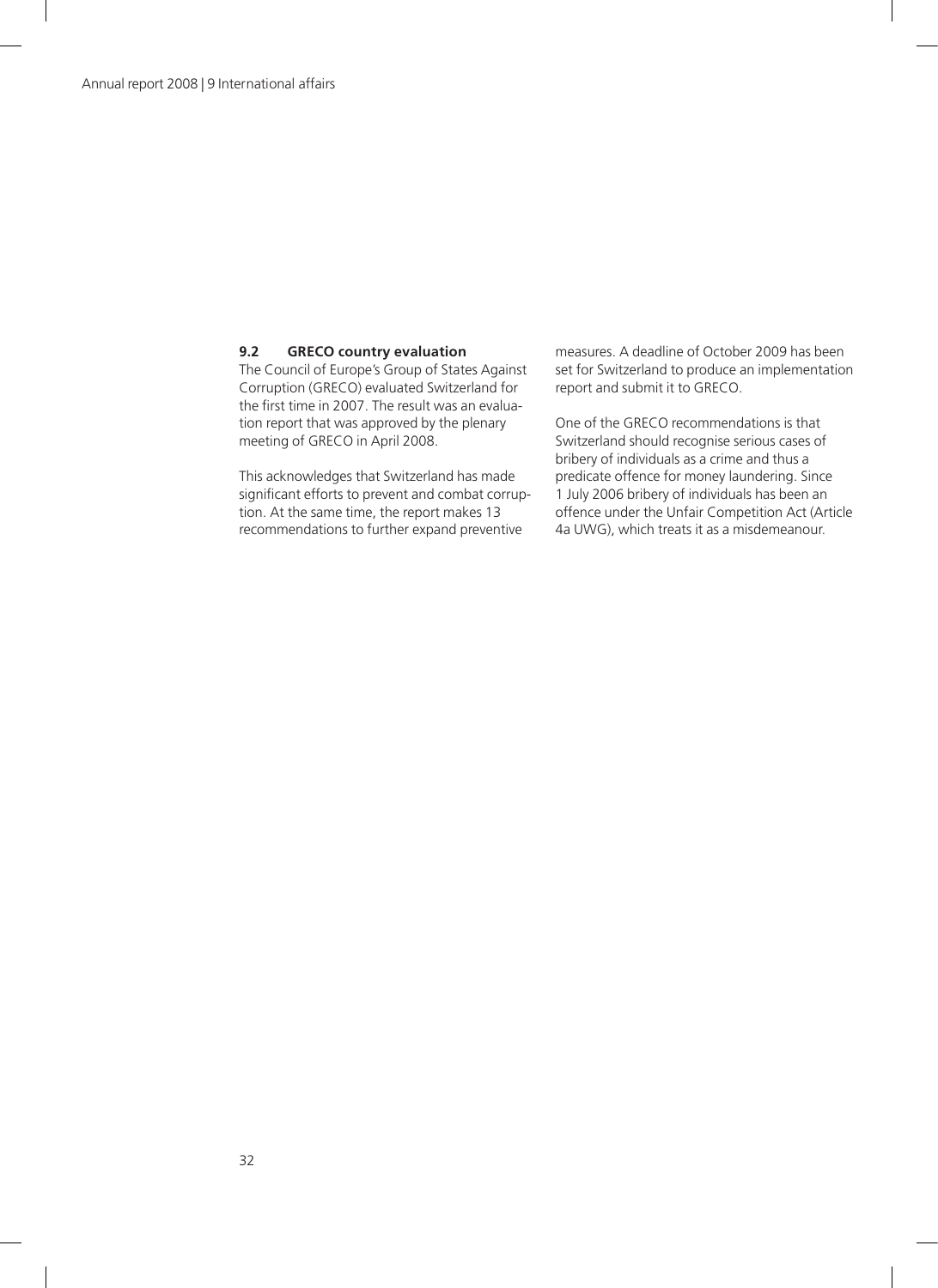## 9.2 GRECO country evaluation

The Council of Europe's Group of States Against Corruption (GRECO) evaluated Switzerland for the first time in 2007. The result was an evaluation report that was approved by the plenary meeting of GRECO in April 2008.

This acknowledges that Switzerland has made significant efforts to prevent and combat corruption. At the same time, the report makes 13 recommendations to further expand preventive measures. A deadline of October 2009 has been set for Switzerland to produce an implementation report and submit it to GRECO.

One of the GRECO recommendations is that Switzerland should recognise serious cases of bribery of individuals as a crime and thus a predicate offence for money laundering. Since 1 July 2006 bribery of individuals has been an offence under the Unfair Competition Act (Article 4a UWG), which treats it as a misdemeanour.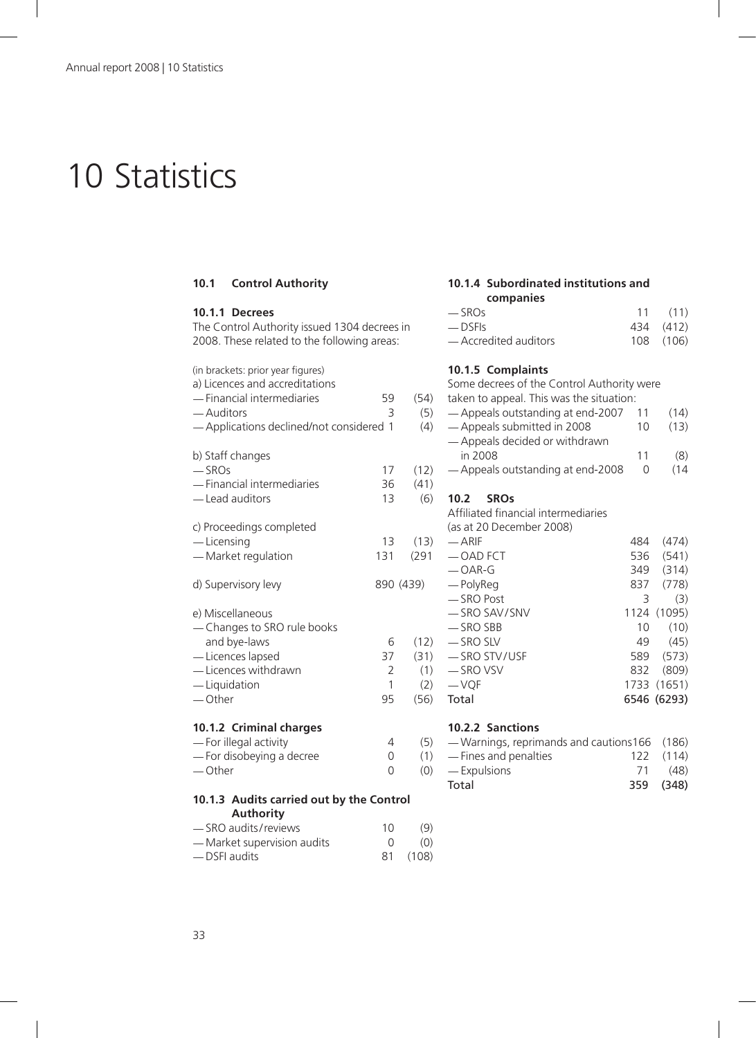# 10 Statistics

## 10.1 Control Authority

### 10.1.1 Decrees

The Control Authority issued 1304 decrees in 2008. These related to the following areas:

(in brackets: prior year figures)

| | | |
|---|---|---|
| **a) Licences and accreditations** | | |
| — Financial intermediaries | 59 | (54) |
| — Auditors | 3 | (5) |
| — Applications declined/not considered | 1 | (4) |
| **b) Staff changes** | | |
| — SROs | 17 | (12) |
| — Financial intermediaries | 36 | (41) |
| — Lead auditors | 13 | (6) |
| **c) Proceedings completed** | | |
| — Licensing | 13 | (13) |
| — Market regulation | 131 | (291 |
| **d) Supervisory levy** | 890 | (439) |
| **e) Miscellaneous** | | |
| — Changes to SRO rule books and bye-laws | 6 | (12) |
| — Licences lapsed | 37 | (31) |
| — Licences withdrawn | 2 | (1) |
| — Liquidation | 1 | (2) |
| — Other | 95 | (56) |

### 10.1.2 Criminal charges

| | | |
|---|---|---|
| — For illegal activity | 4 | (5) |
| — For disobeying a decree | 0 | (1) |
| — Other | 0 | (0) |

### 10.1.3 Audits carried out by the Control Authority

| | | |
|---|---|---|
| — SRO audits/reviews | 10 | (9) |
| — Market supervision audits | 0 | (0) |
| — DSFI audits | 81 | (108) |

### 10.1.4 Subordinated institutions and companies

| | | |
|---|---|---|
| — SROs | 11 | (11) |
| — DSFIs | 434 | (412) |
| — Accredited auditors | 108 | (106) |

### 10.1.5 Complaints

Some decrees of the Control Authority were taken to appeal. This was the situation:

| | | |
|---|---|---|
| — Appeals outstanding at end-2007 | 11 | (14) |
| — Appeals submitted in 2008 | 10 | (13) |
| — Appeals decided or withdrawn in 2008 | 11 | (8) |
| — Appeals outstanding at end-2008 | 0 | (14 |

## 10.2 SROs

Affiliated financial intermediaries (as at 20 December 2008)

| | | |
|---|---|---|
| — ARIF | 484 | (474) |
| — OAD FCT | 536 | (541) |
| — OAR-G | 349 | (314) |
| — PolyReg | 837 | (778) |
| — SRO Post | 3 | (3) |
| — SRO SAV/SNV | 1124 | (1095) |
| — SRO SBB | 10 | (10) |
| — SRO SLV | 49 | (45) |
| — SRO STV/USF | 589 | (573) |
| — SRO VSV | 832 | (809) |
| — VQF | 1733 | (1651) |
| **Total** | **6546** | **(6293)** |

### 10.2.2 Sanctions

| | | |
|---|---|---|
| — Warnings, reprimands and cautions | 166 | (186) |
| — Fines and penalties | 122 | (114) |
| — Expulsions | 71 | (48) |
| **Total** | **359** | **(348)** |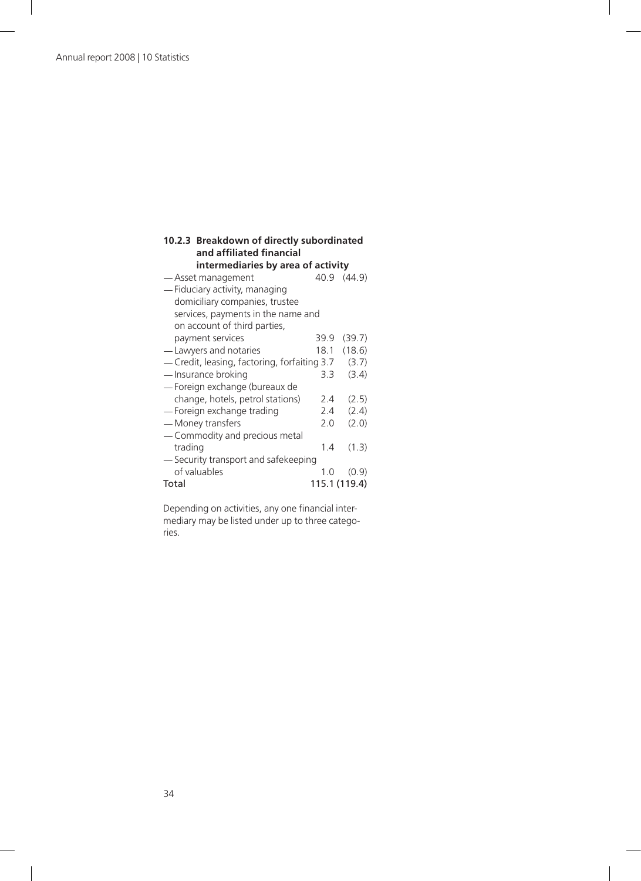#### 10.2.3 Breakdown of directly subordinated and affiliated financial intermediaries by area of activity

| Area of activity | | |
|---|---|---|
| — Asset management | 40.9 | (44.9) |
| — Fiduciary activity, managing domiciliary companies, trustee services, payments in the name and on account of third parties, payment services | 39.9 | (39.7) |
| — Lawyers and notaries | 18.1 | (18.6) |
| — Credit, leasing, factoring, forfaiting | 3.7 | (3.7) |
| — Insurance broking | 3.3 | (3.4) |
| — Foreign exchange (bureaux de change, hotels, petrol stations) | 2.4 | (2.5) |
| — Foreign exchange trading | 2.4 | (2.4) |
| — Money transfers | 2.0 | (2.0) |
| — Commodity and precious metal trading | 1.4 | (1.3) |
| — Security transport and safekeeping of valuables | 1.0 | (0.9) |
| Total | 115.1 | (119.4) |

Depending on activities, any one financial intermediary may be listed under up to three categories.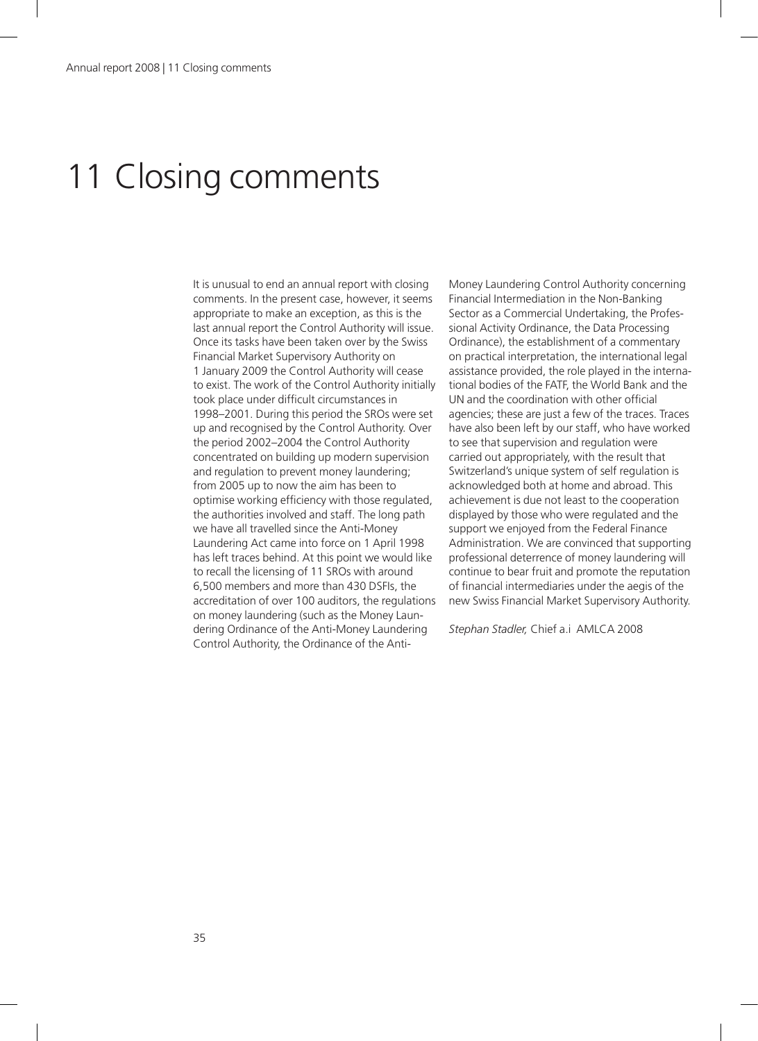# 11 Closing comments

It is unusual to end an annual report with closing comments. In the present case, however, it seems appropriate to make an exception, as this is the last annual report the Control Authority will issue. Once its tasks have been taken over by the Swiss Financial Market Supervisory Authority on 1 January 2009 the Control Authority will cease to exist. The work of the Control Authority initially took place under difficult circumstances in 1998–2001. During this period the SROs were set up and recognised by the Control Authority. Over the period 2002–2004 the Control Authority concentrated on building up modern supervision and regulation to prevent money laundering; from 2005 up to now the aim has been to optimise working efficiency with those regulated, the authorities involved and staff. The long path we have all travelled since the Anti-Money Laundering Act came into force on 1 April 1998 has left traces behind. At this point we would like to recall the licensing of 11 SROs with around 6,500 members and more than 430 DSFIs, the accreditation of over 100 auditors, the regulations on money laundering (such as the Money Laundering Ordinance of the Anti-Money Laundering Control Authority, the Ordinance of the Anti-Money Laundering Control Authority concerning Financial Intermediation in the Non-Banking Sector as a Commercial Undertaking, the Professional Activity Ordinance, the Data Processing Ordinance), the establishment of a commentary on practical interpretation, the international legal assistance provided, the role played in the international bodies of the FATF, the World Bank and the UN and the coordination with other official agencies; these are just a few of the traces. Traces have also been left by our staff, who have worked to see that supervision and regulation were carried out appropriately, with the result that Switzerland's unique system of self regulation is acknowledged both at home and abroad. This achievement is due not least to the cooperation displayed by those who were regulated and the support we enjoyed from the Federal Finance Administration. We are convinced that supporting professional deterrence of money laundering will continue to bear fruit and promote the reputation of financial intermediaries under the aegis of the new Swiss Financial Market Supervisory Authority.

*Stephan Stadler,* Chief a.i AMLCA 2008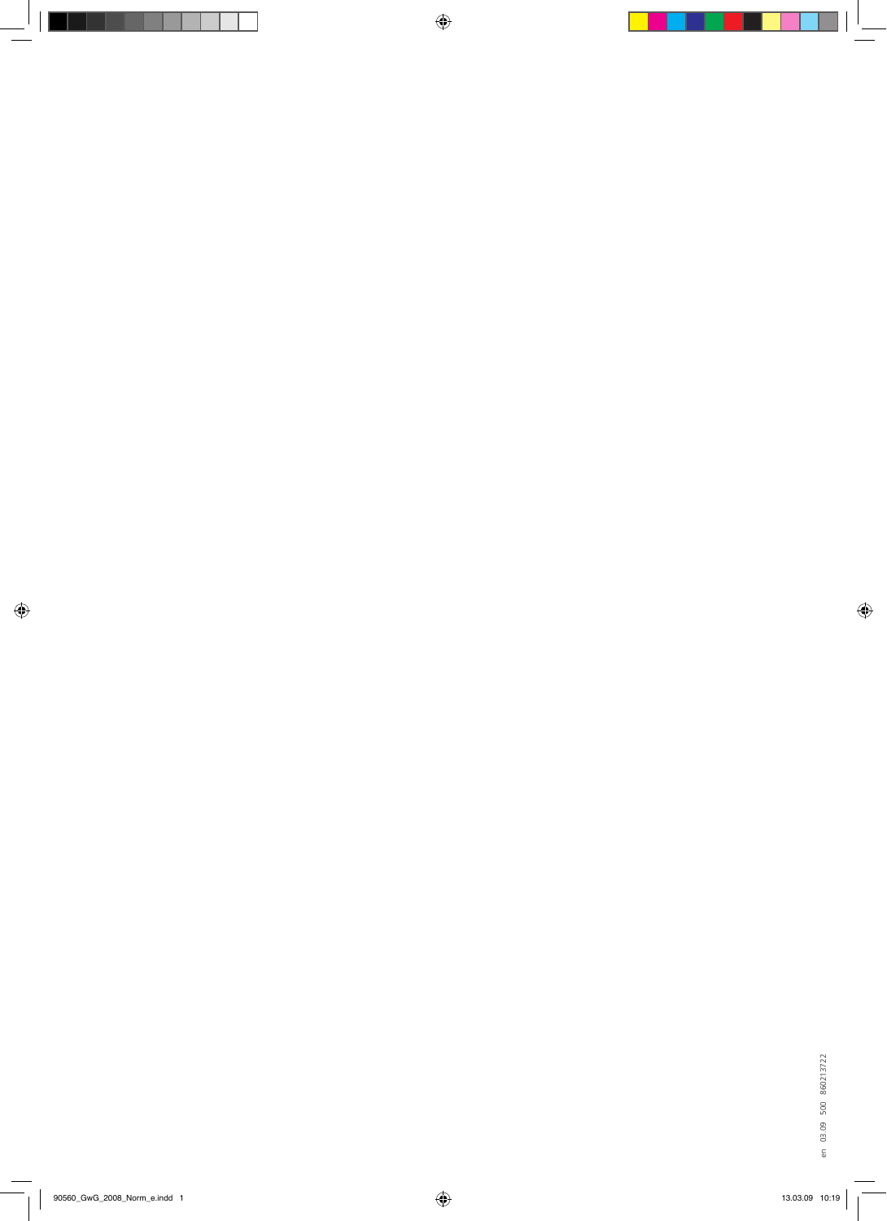en 03.09 500 860213722